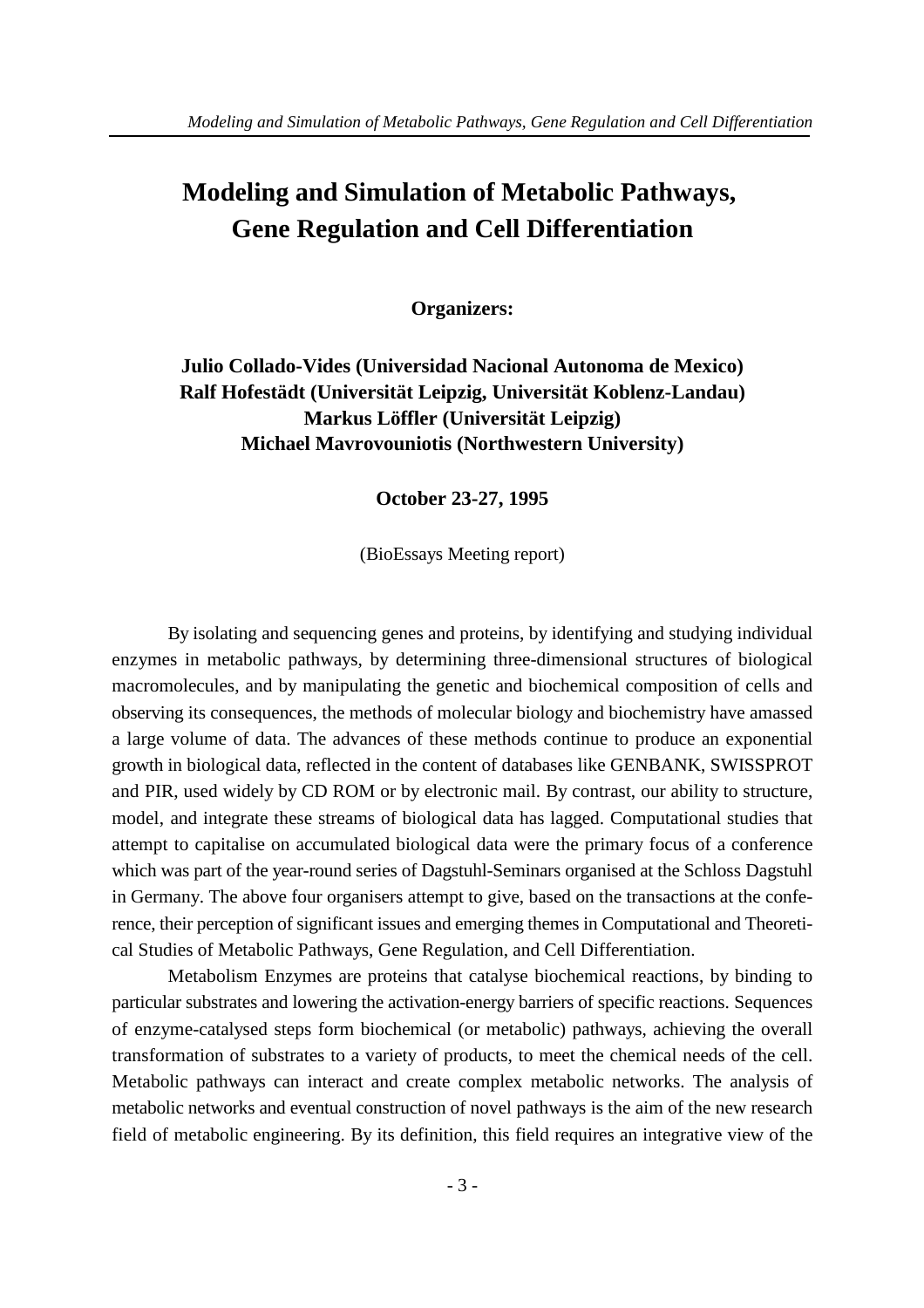# Modeling and Simulation of Metabolic Pathways, Gene Regulation and Cell Differentiation

**Organizers:**

**Julio Collado-Vides (Universidad Nacional Autonoma de Mexico)**
**Ralf Hofestädt (Universität Leipzig, Universität Koblenz-Landau)**
**Markus Löffler (Universität Leipzig)**
**Michael Mavrovouniotis (Northwestern University)**

**October 23-27, 1995**

(BioEssays Meeting report)

By isolating and sequencing genes and proteins, by identifying and studying individual enzymes in metabolic pathways, by determining three-dimensional structures of biological macromolecules, and by manipulating the genetic and biochemical composition of cells and observing its consequences, the methods of molecular biology and biochemistry have amassed a large volume of data. The advances of these methods continue to produce an exponential growth in biological data, reflected in the content of databases like GENBANK, SWISSPROT and PIR, used widely by CD ROM or by electronic mail. By contrast, our ability to structure, model, and integrate these streams of biological data has lagged. Computational studies that attempt to capitalise on accumulated biological data were the primary focus of a conference which was part of the year-round series of Dagstuhl-Seminars organised at the Schloss Dagstuhl in Germany. The above four organisers attempt to give, based on the transactions at the conference, their perception of significant issues and emerging themes in Computational and Theoretical Studies of Metabolic Pathways, Gene Regulation, and Cell Differentiation.

Metabolism Enzymes are proteins that catalyse biochemical reactions, by binding to particular substrates and lowering the activation-energy barriers of specific reactions. Sequences of enzyme-catalysed steps form biochemical (or metabolic) pathways, achieving the overall transformation of substrates to a variety of products, to meet the chemical needs of the cell. Metabolic pathways can interact and create complex metabolic networks. The analysis of metabolic networks and eventual construction of novel pathways is the aim of the new research field of metabolic engineering. By its definition, this field requires an integrative view of the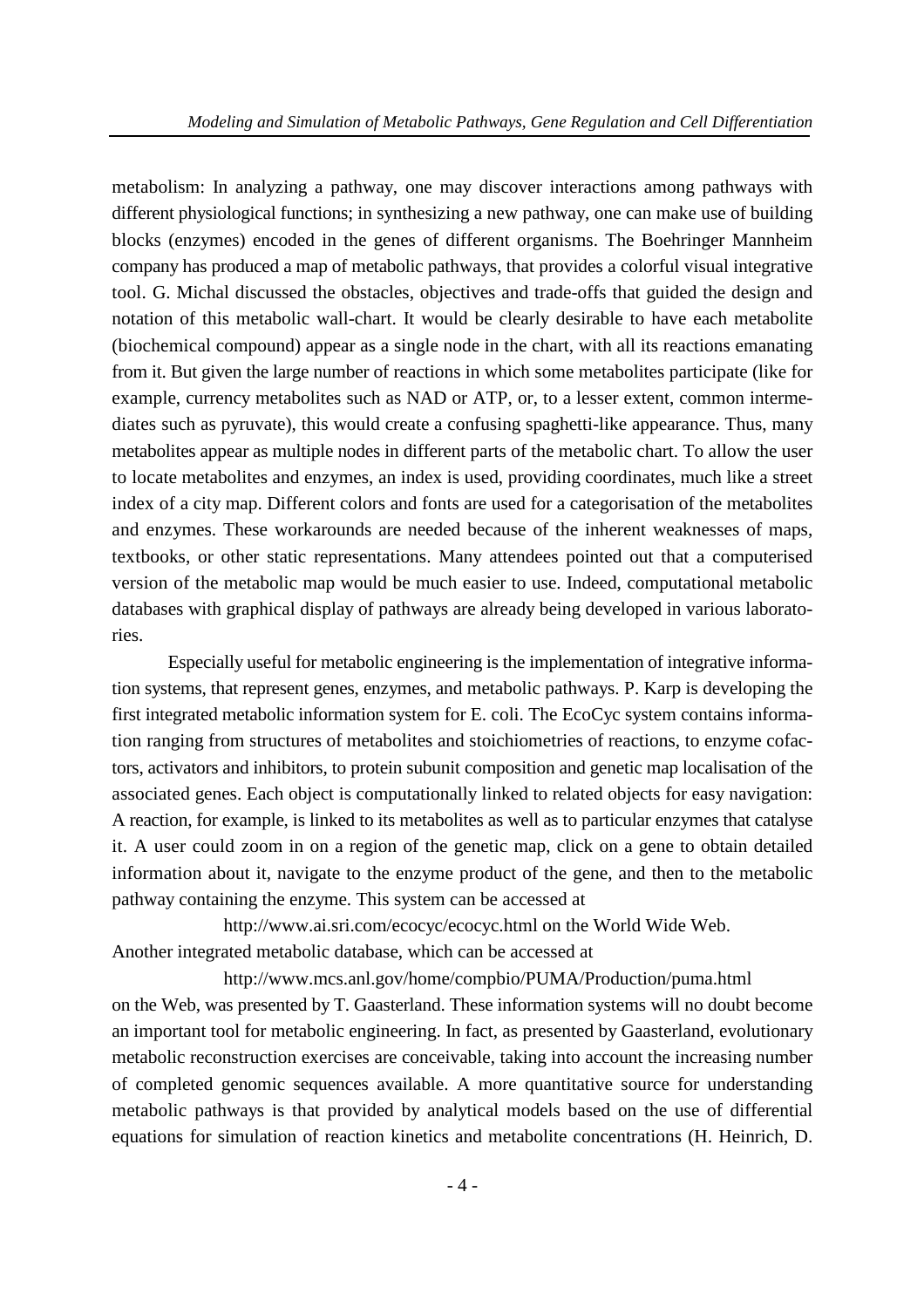metabolism: In analyzing a pathway, one may discover interactions among pathways with different physiological functions; in synthesizing a new pathway, one can make use of building blocks (enzymes) encoded in the genes of different organisms. The Boehringer Mannheim company has produced a map of metabolic pathways, that provides a colorful visual integrative tool. G. Michal discussed the obstacles, objectives and trade-offs that guided the design and notation of this metabolic wall-chart. It would be clearly desirable to have each metabolite (biochemical compound) appear as a single node in the chart, with all its reactions emanating from it. But given the large number of reactions in which some metabolites participate (like for example, currency metabolites such as NAD or ATP, or, to a lesser extent, common intermediates such as pyruvate), this would create a confusing spaghetti-like appearance. Thus, many metabolites appear as multiple nodes in different parts of the metabolic chart. To allow the user to locate metabolites and enzymes, an index is used, providing coordinates, much like a street index of a city map. Different colors and fonts are used for a categorisation of the metabolites and enzymes. These workarounds are needed because of the inherent weaknesses of maps, textbooks, or other static representations. Many attendees pointed out that a computerised version of the metabolic map would be much easier to use. Indeed, computational metabolic databases with graphical display of pathways are already being developed in various laboratories.

Especially useful for metabolic engineering is the implementation of integrative information systems, that represent genes, enzymes, and metabolic pathways. P. Karp is developing the first integrated metabolic information system for E. coli. The EcoCyc system contains information ranging from structures of metabolites and stoichiometries of reactions, to enzyme cofactors, activators and inhibitors, to protein subunit composition and genetic map localisation of the associated genes. Each object is computationally linked to related objects for easy navigation: A reaction, for example, is linked to its metabolites as well as to particular enzymes that catalyse it. A user could zoom in on a region of the genetic map, click on a gene to obtain detailed information about it, navigate to the enzyme product of the gene, and then to the metabolic pathway containing the enzyme. This system can be accessed at

http://www.ai.sri.com/ecocyc/ecocyc.html on the World Wide Web.

Another integrated metabolic database, which can be accessed at

http://www.mcs.anl.gov/home/compbio/PUMA/Production/puma.html

on the Web, was presented by T. Gaasterland. These information systems will no doubt become an important tool for metabolic engineering. In fact, as presented by Gaasterland, evolutionary metabolic reconstruction exercises are conceivable, taking into account the increasing number of completed genomic sequences available. A more quantitative source for understanding metabolic pathways is that provided by analytical models based on the use of differential equations for simulation of reaction kinetics and metabolite concentrations (H. Heinrich, D.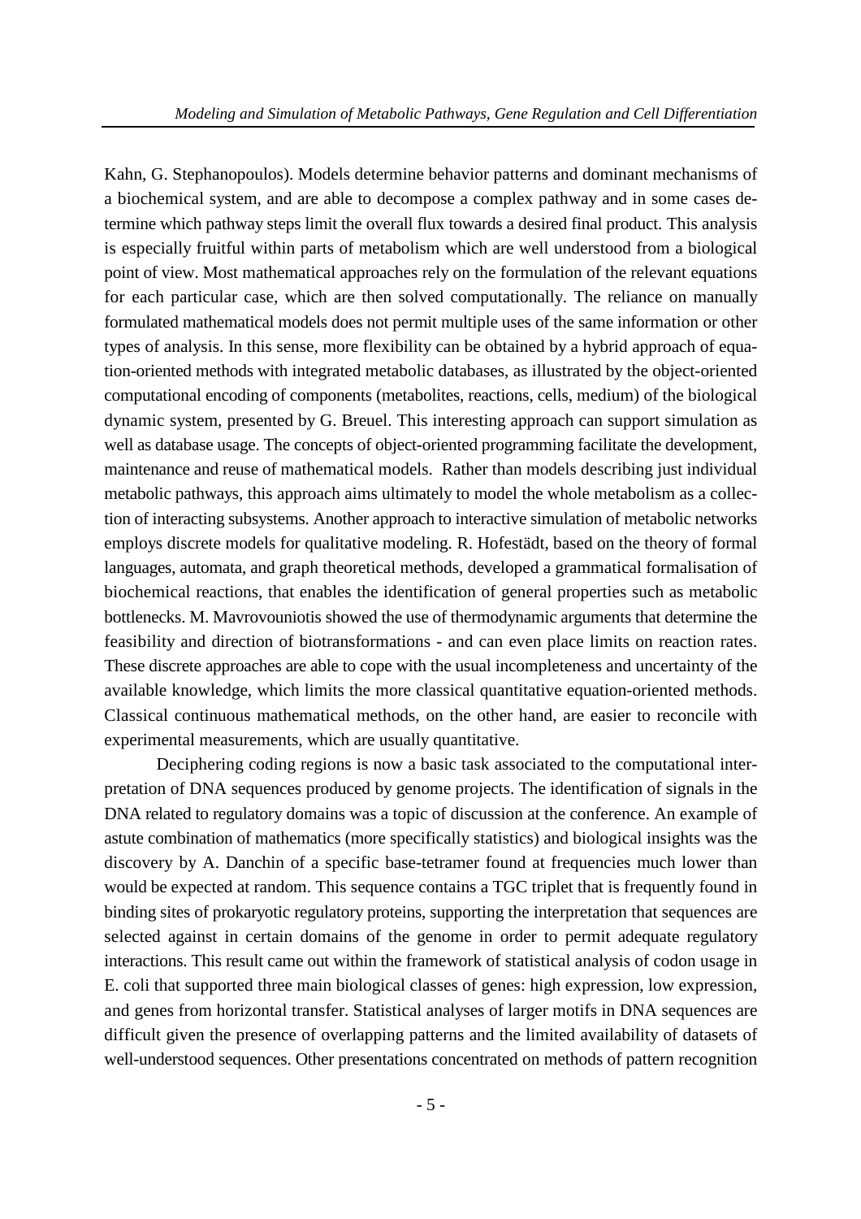Kahn, G. Stephanopoulos). Models determine behavior patterns and dominant mechanisms of a biochemical system, and are able to decompose a complex pathway and in some cases determine which pathway steps limit the overall flux towards a desired final product. This analysis is especially fruitful within parts of metabolism which are well understood from a biological point of view. Most mathematical approaches rely on the formulation of the relevant equations for each particular case, which are then solved computationally. The reliance on manually formulated mathematical models does not permit multiple uses of the same information or other types of analysis. In this sense, more flexibility can be obtained by a hybrid approach of equation-oriented methods with integrated metabolic databases, as illustrated by the object-oriented computational encoding of components (metabolites, reactions, cells, medium) of the biological dynamic system, presented by G. Breuel. This interesting approach can support simulation as well as database usage. The concepts of object-oriented programming facilitate the development, maintenance and reuse of mathematical models. Rather than models describing just individual metabolic pathways, this approach aims ultimately to model the whole metabolism as a collection of interacting subsystems. Another approach to interactive simulation of metabolic networks employs discrete models for qualitative modeling. R. Hofestädt, based on the theory of formal languages, automata, and graph theoretical methods, developed a grammatical formalisation of biochemical reactions, that enables the identification of general properties such as metabolic bottlenecks. M. Mavrovouniotis showed the use of thermodynamic arguments that determine the feasibility and direction of biotransformations - and can even place limits on reaction rates. These discrete approaches are able to cope with the usual incompleteness and uncertainty of the available knowledge, which limits the more classical quantitative equation-oriented methods. Classical continuous mathematical methods, on the other hand, are easier to reconcile with experimental measurements, which are usually quantitative.

Deciphering coding regions is now a basic task associated to the computational interpretation of DNA sequences produced by genome projects. The identification of signals in the DNA related to regulatory domains was a topic of discussion at the conference. An example of astute combination of mathematics (more specifically statistics) and biological insights was the discovery by A. Danchin of a specific base-tetramer found at frequencies much lower than would be expected at random. This sequence contains a TGC triplet that is frequently found in binding sites of prokaryotic regulatory proteins, supporting the interpretation that sequences are selected against in certain domains of the genome in order to permit adequate regulatory interactions. This result came out within the framework of statistical analysis of codon usage in E. coli that supported three main biological classes of genes: high expression, low expression, and genes from horizontal transfer. Statistical analyses of larger motifs in DNA sequences are difficult given the presence of overlapping patterns and the limited availability of datasets of well-understood sequences. Other presentations concentrated on methods of pattern recognition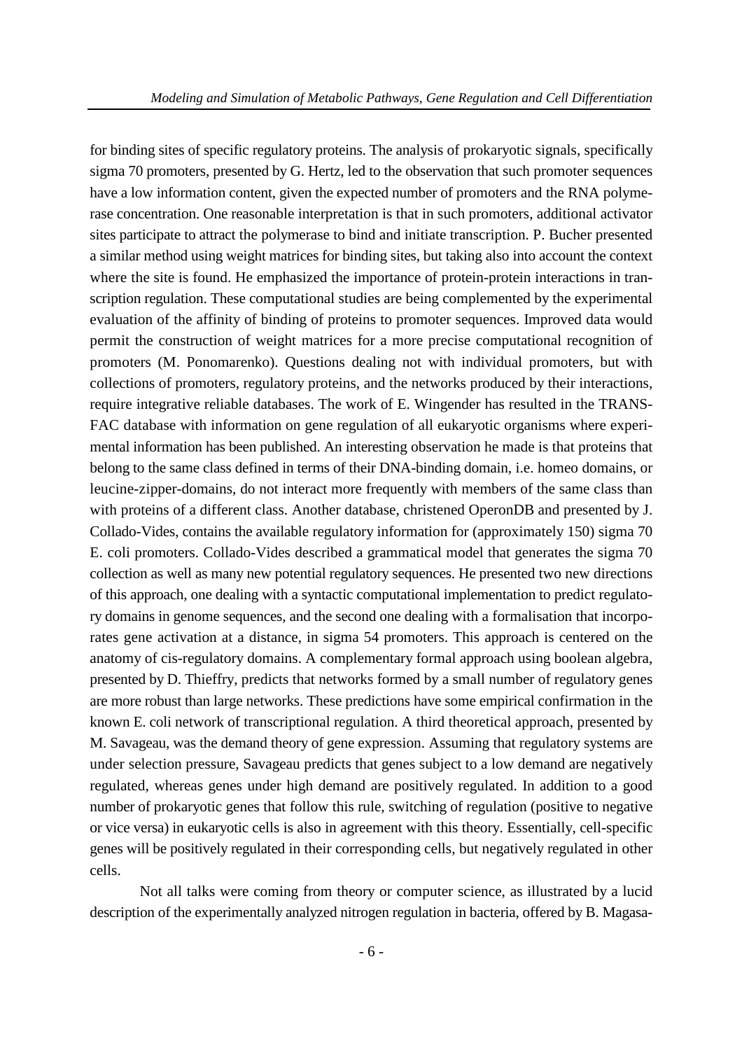for binding sites of specific regulatory proteins. The analysis of prokaryotic signals, specifically sigma 70 promoters, presented by G. Hertz, led to the observation that such promoter sequences have a low information content, given the expected number of promoters and the RNA polymerase concentration. One reasonable interpretation is that in such promoters, additional activator sites participate to attract the polymerase to bind and initiate transcription. P. Bucher presented a similar method using weight matrices for binding sites, but taking also into account the context where the site is found. He emphasized the importance of protein-protein interactions in transcription regulation. These computational studies are being complemented by the experimental evaluation of the affinity of binding of proteins to promoter sequences. Improved data would permit the construction of weight matrices for a more precise computational recognition of promoters (M. Ponomarenko). Questions dealing not with individual promoters, but with collections of promoters, regulatory proteins, and the networks produced by their interactions, require integrative reliable databases. The work of E. Wingender has resulted in the TRANSFAC database with information on gene regulation of all eukaryotic organisms where experimental information has been published. An interesting observation he made is that proteins that belong to the same class defined in terms of their DNA-binding domain, i.e. homeo domains, or leucine-zipper-domains, do not interact more frequently with members of the same class than with proteins of a different class. Another database, christened OperonDB and presented by J. Collado-Vides, contains the available regulatory information for (approximately 150) sigma 70 E. coli promoters. Collado-Vides described a grammatical model that generates the sigma 70 collection as well as many new potential regulatory sequences. He presented two new directions of this approach, one dealing with a syntactic computational implementation to predict regulatory domains in genome sequences, and the second one dealing with a formalisation that incorporates gene activation at a distance, in sigma 54 promoters. This approach is centered on the anatomy of cis-regulatory domains. A complementary formal approach using boolean algebra, presented by D. Thieffry, predicts that networks formed by a small number of regulatory genes are more robust than large networks. These predictions have some empirical confirmation in the known E. coli network of transcriptional regulation. A third theoretical approach, presented by M. Savageau, was the demand theory of gene expression. Assuming that regulatory systems are under selection pressure, Savageau predicts that genes subject to a low demand are negatively regulated, whereas genes under high demand are positively regulated. In addition to a good number of prokaryotic genes that follow this rule, switching of regulation (positive to negative or vice versa) in eukaryotic cells is also in agreement with this theory. Essentially, cell-specific genes will be positively regulated in their corresponding cells, but negatively regulated in other cells.

Not all talks were coming from theory or computer science, as illustrated by a lucid description of the experimentally analyzed nitrogen regulation in bacteria, offered by B. Magasa-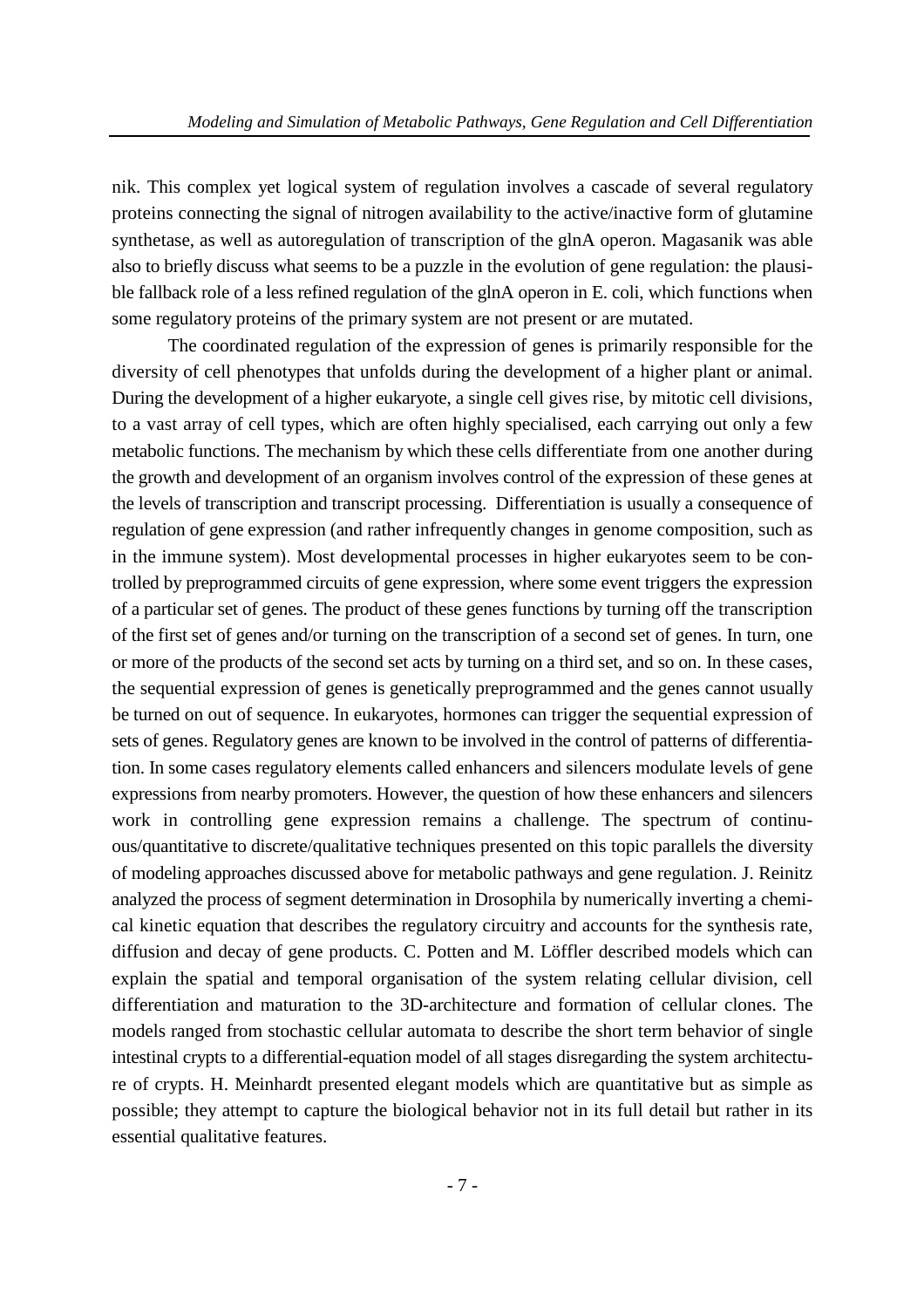nik. This complex yet logical system of regulation involves a cascade of several regulatory proteins connecting the signal of nitrogen availability to the active/inactive form of glutamine synthetase, as well as autoregulation of transcription of the glnA operon. Magasanik was able also to briefly discuss what seems to be a puzzle in the evolution of gene regulation: the plausible fallback role of a less refined regulation of the glnA operon in E. coli, which functions when some regulatory proteins of the primary system are not present or are mutated.

The coordinated regulation of the expression of genes is primarily responsible for the diversity of cell phenotypes that unfolds during the development of a higher plant or animal. During the development of a higher eukaryote, a single cell gives rise, by mitotic cell divisions, to a vast array of cell types, which are often highly specialised, each carrying out only a few metabolic functions. The mechanism by which these cells differentiate from one another during the growth and development of an organism involves control of the expression of these genes at the levels of transcription and transcript processing. Differentiation is usually a consequence of regulation of gene expression (and rather infrequently changes in genome composition, such as in the immune system). Most developmental processes in higher eukaryotes seem to be controlled by preprogrammed circuits of gene expression, where some event triggers the expression of a particular set of genes. The product of these genes functions by turning off the transcription of the first set of genes and/or turning on the transcription of a second set of genes. In turn, one or more of the products of the second set acts by turning on a third set, and so on. In these cases, the sequential expression of genes is genetically preprogrammed and the genes cannot usually be turned on out of sequence. In eukaryotes, hormones can trigger the sequential expression of sets of genes. Regulatory genes are known to be involved in the control of patterns of differentiation. In some cases regulatory elements called enhancers and silencers modulate levels of gene expressions from nearby promoters. However, the question of how these enhancers and silencers work in controlling gene expression remains a challenge. The spectrum of continuous/quantitative to discrete/qualitative techniques presented on this topic parallels the diversity of modeling approaches discussed above for metabolic pathways and gene regulation. J. Reinitz analyzed the process of segment determination in Drosophila by numerically inverting a chemical kinetic equation that describes the regulatory circuitry and accounts for the synthesis rate, diffusion and decay of gene products. C. Potten and M. Löffler described models which can explain the spatial and temporal organisation of the system relating cellular division, cell differentiation and maturation to the 3D-architecture and formation of cellular clones. The models ranged from stochastic cellular automata to describe the short term behavior of single intestinal crypts to a differential-equation model of all stages disregarding the system architecture of crypts. H. Meinhardt presented elegant models which are quantitative but as simple as possible; they attempt to capture the biological behavior not in its full detail but rather in its essential qualitative features.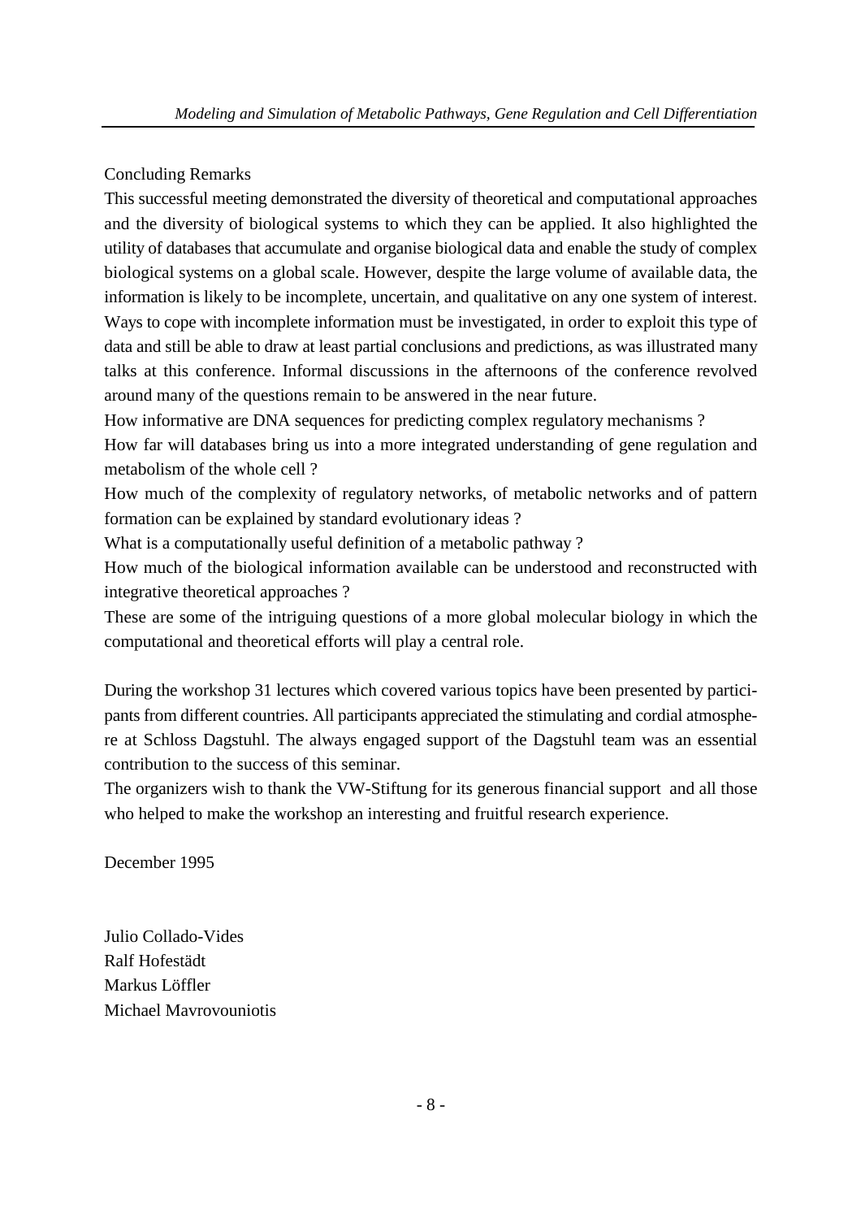## Concluding Remarks

This successful meeting demonstrated the diversity of theoretical and computational approaches and the diversity of biological systems to which they can be applied. It also highlighted the utility of databases that accumulate and organise biological data and enable the study of complex biological systems on a global scale. However, despite the large volume of available data, the information is likely to be incomplete, uncertain, and qualitative on any one system of interest. Ways to cope with incomplete information must be investigated, in order to exploit this type of data and still be able to draw at least partial conclusions and predictions, as was illustrated many talks at this conference. Informal discussions in the afternoons of the conference revolved around many of the questions remain to be answered in the near future.

How informative are DNA sequences for predicting complex regulatory mechanisms ?

How far will databases bring us into a more integrated understanding of gene regulation and metabolism of the whole cell ?

How much of the complexity of regulatory networks, of metabolic networks and of pattern formation can be explained by standard evolutionary ideas ?

What is a computationally useful definition of a metabolic pathway ?

How much of the biological information available can be understood and reconstructed with integrative theoretical approaches ?

These are some of the intriguing questions of a more global molecular biology in which the computational and theoretical efforts will play a central role.

During the workshop 31 lectures which covered various topics have been presented by participants from different countries. All participants appreciated the stimulating and cordial atmosphere at Schloss Dagstuhl. The always engaged support of the Dagstuhl team was an essential contribution to the success of this seminar.

The organizers wish to thank the VW-Stiftung for its generous financial support and all those who helped to make the workshop an interesting and fruitful research experience.

December 1995

Julio Collado-Vides
Ralf Hofestädt
Markus Löffler
Michael Mavrovouniotis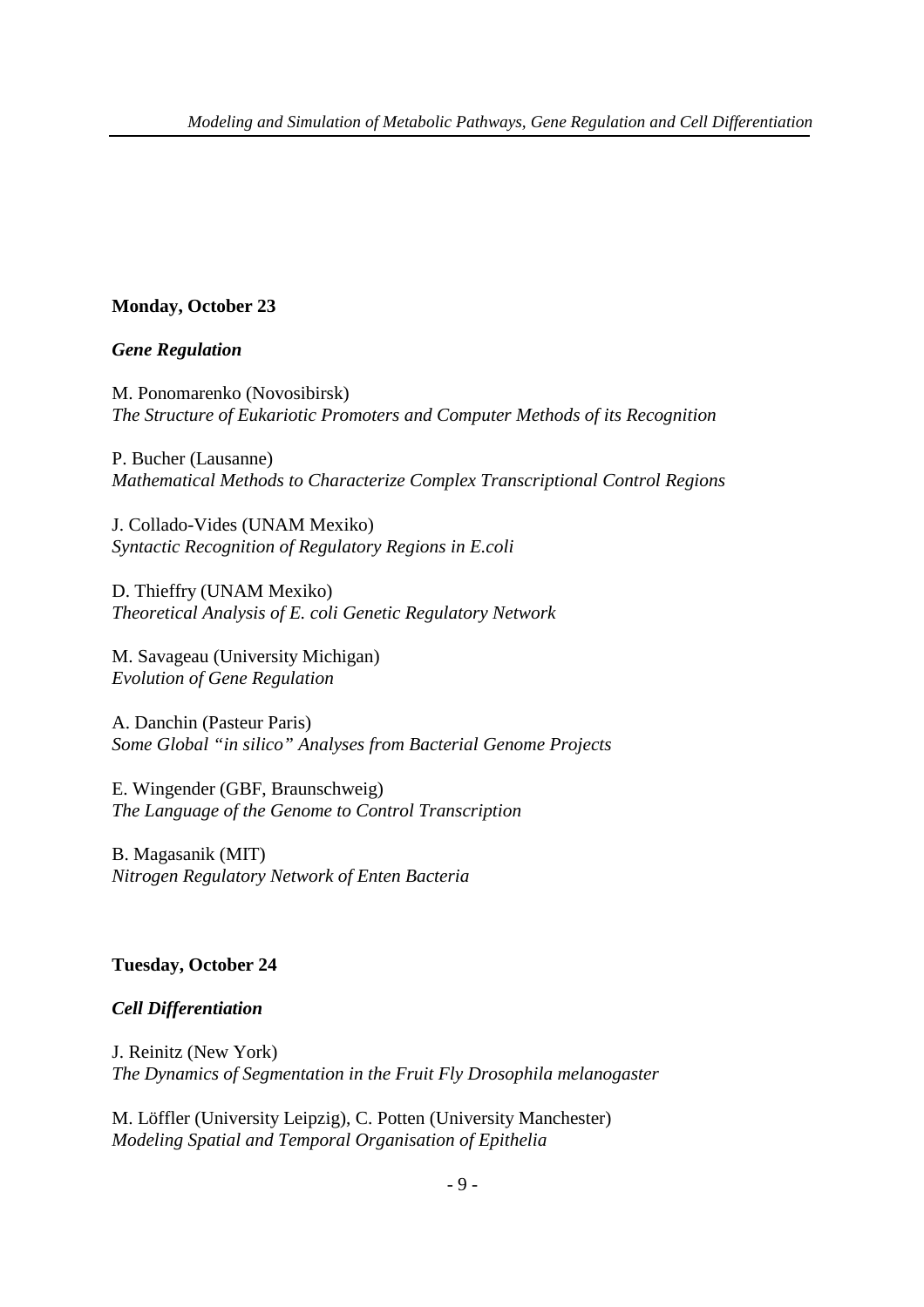**Monday, October 23**

***Gene Regulation***

M. Ponomarenko (Novosibirsk)
*The Structure of Eukariotic Promoters and Computer Methods of its Recognition*

P. Bucher (Lausanne)
*Mathematical Methods to Characterize Complex Transcriptional Control Regions*

J. Collado-Vides (UNAM Mexiko)
*Syntactic Recognition of Regulatory Regions in E.coli*

D. Thieffry (UNAM Mexiko)
*Theoretical Analysis of E. coli Genetic Regulatory Network*

M. Savageau (University Michigan)
*Evolution of Gene Regulation*

A. Danchin (Pasteur Paris)
*Some Global "in silico" Analyses from Bacterial Genome Projects*

E. Wingender (GBF, Braunschweig)
*The Language of the Genome to Control Transcription*

B. Magasanik (MIT)
*Nitrogen Regulatory Network of Enten Bacteria*

**Tuesday, October 24**

***Cell Differentiation***

J. Reinitz (New York)
*The Dynamics of Segmentation in the Fruit Fly Drosophila melanogaster*

M. Löffler (University Leipzig), C. Potten (University Manchester)
*Modeling Spatial and Temporal Organisation of Epithelia*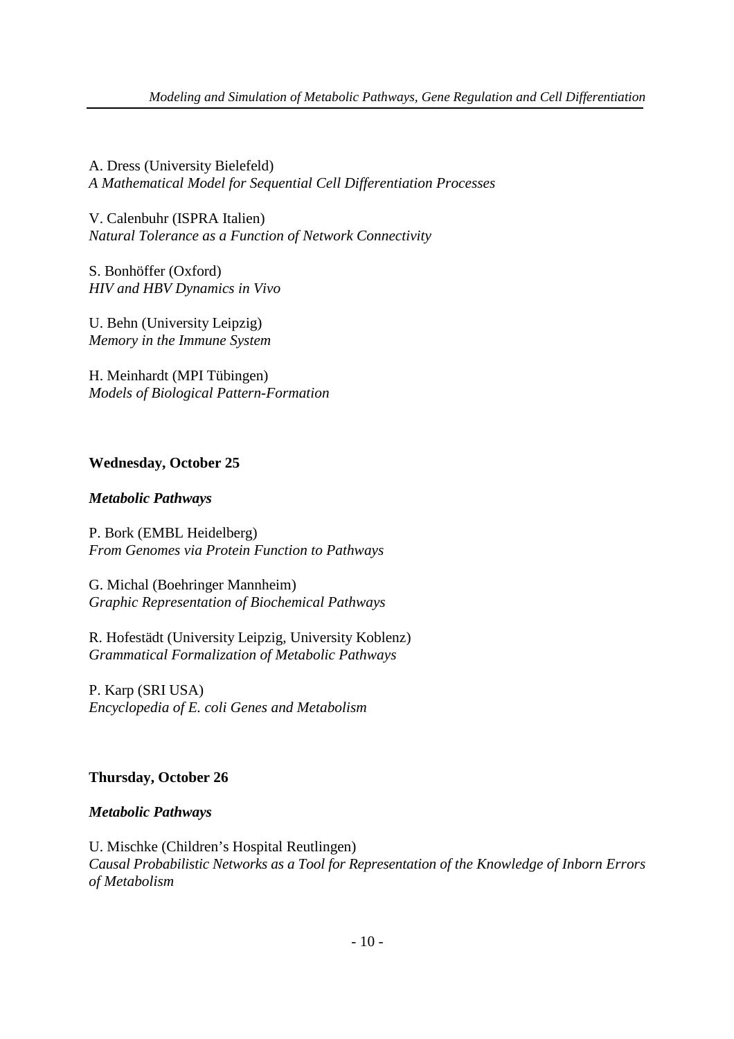A. Dress (University Bielefeld)
*A Mathematical Model for Sequential Cell Differentiation Processes*

V. Calenbuhr (ISPRA Italien)
*Natural Tolerance as a Function of Network Connectivity*

S. Bonhöffer (Oxford)
*HIV and HBV Dynamics in Vivo*

U. Behn (University Leipzig)
*Memory in the Immune System*

H. Meinhardt (MPI Tübingen)
*Models of Biological Pattern-Formation*

**Wednesday, October 25**

***Metabolic Pathways***

P. Bork (EMBL Heidelberg)
*From Genomes via Protein Function to Pathways*

G. Michal (Boehringer Mannheim)
*Graphic Representation of Biochemical Pathways*

R. Hofestädt (University Leipzig, University Koblenz)
*Grammatical Formalization of Metabolic Pathways*

P. Karp (SRI USA)
*Encyclopedia of E. coli Genes and Metabolism*

**Thursday, October 26**

***Metabolic Pathways***

U. Mischke (Children's Hospital Reutlingen)
*Causal Probabilistic Networks as a Tool for Representation of the Knowledge of Inborn Errors of Metabolism*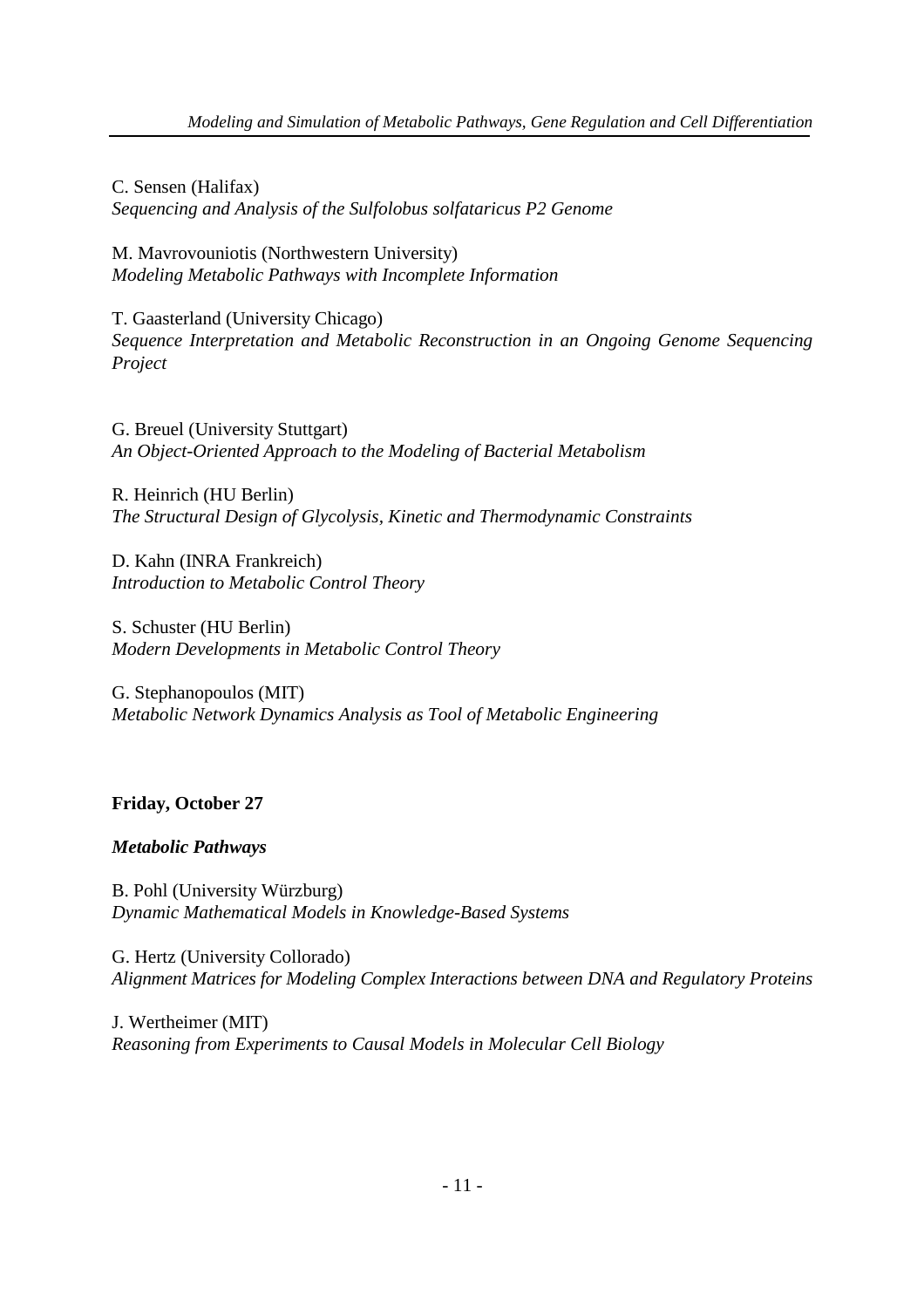C. Sensen (Halifax)
*Sequencing and Analysis of the Sulfolobus solfataricus P2 Genome*

M. Mavrovouniotis (Northwestern University)
*Modeling Metabolic Pathways with Incomplete Information*

T. Gaasterland (University Chicago)
*Sequence Interpretation and Metabolic Reconstruction in an Ongoing Genome Sequencing Project*

G. Breuel (University Stuttgart)
*An Object-Oriented Approach to the Modeling of Bacterial Metabolism*

R. Heinrich (HU Berlin)
*The Structural Design of Glycolysis, Kinetic and Thermodynamic Constraints*

D. Kahn (INRA Frankreich)
*Introduction to Metabolic Control Theory*

S. Schuster (HU Berlin)
*Modern Developments in Metabolic Control Theory*

G. Stephanopoulos (MIT)
*Metabolic Network Dynamics Analysis as Tool of Metabolic Engineering*

**Friday, October 27**

***Metabolic Pathways***

B. Pohl (University Würzburg)
*Dynamic Mathematical Models in Knowledge-Based Systems*

G. Hertz (University Collorado)
*Alignment Matrices for Modeling Complex Interactions between DNA and Regulatory Proteins*

J. Wertheimer (MIT)
*Reasoning from Experiments to Causal Models in Molecular Cell Biology*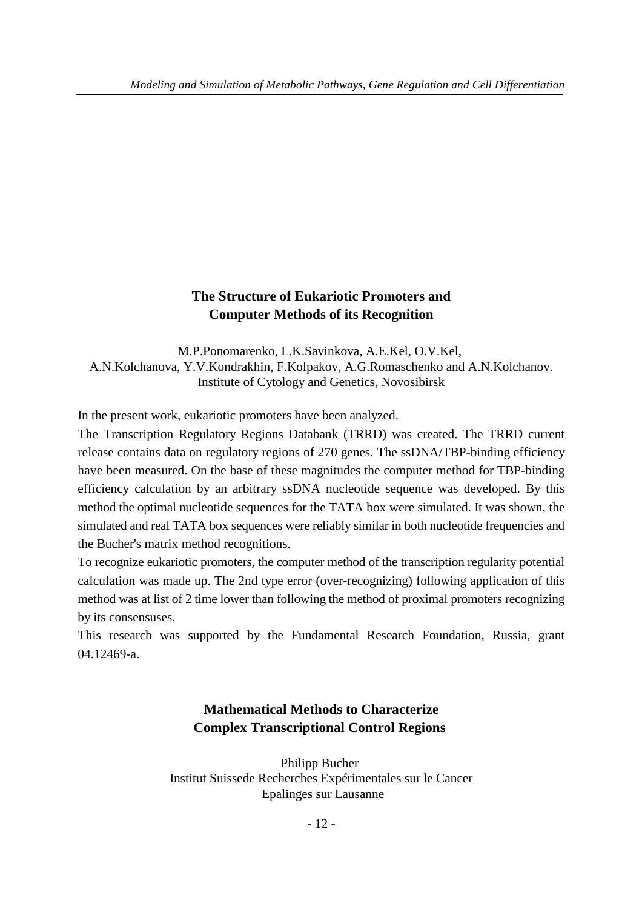## The Structure of Eukariotic Promoters and Computer Methods of its Recognition

M.P.Ponomarenko, L.K.Savinkova, A.E.Kel, O.V.Kel,
A.N.Kolchanova, Y.V.Kondrakhin, F.Kolpakov, A.G.Romaschenko and A.N.Kolchanov.
Institute of Cytology and Genetics, Novosibirsk

In the present work, eukariotic promoters have been analyzed.

The Transcription Regulatory Regions Databank (TRRD) was created. The TRRD current release contains data on regulatory regions of 270 genes. The ssDNA/TBP-binding efficiency have been measured. On the base of these magnitudes the computer method for TBP-binding efficiency calculation by an arbitrary ssDNA nucleotide sequence was developed. By this method the optimal nucleotide sequences for the TATA box were simulated. It was shown, the simulated and real TATA box sequences were reliably similar in both nucleotide frequencies and the Bucher's matrix method recognitions.

To recognize eukariotic promoters, the computer method of the transcription regularity potential calculation was made up. The 2nd type error (over-recognizing) following application of this method was at list of 2 time lower than following the method of proximal promoters recognizing by its consensuses.

This research was supported by the Fundamental Research Foundation, Russia, grant 04.12469-a.

## Mathematical Methods to Characterize Complex Transcriptional Control Regions

Philipp Bucher
Institut Suissede Recherches Expérimentales sur le Cancer
Epalinges sur Lausanne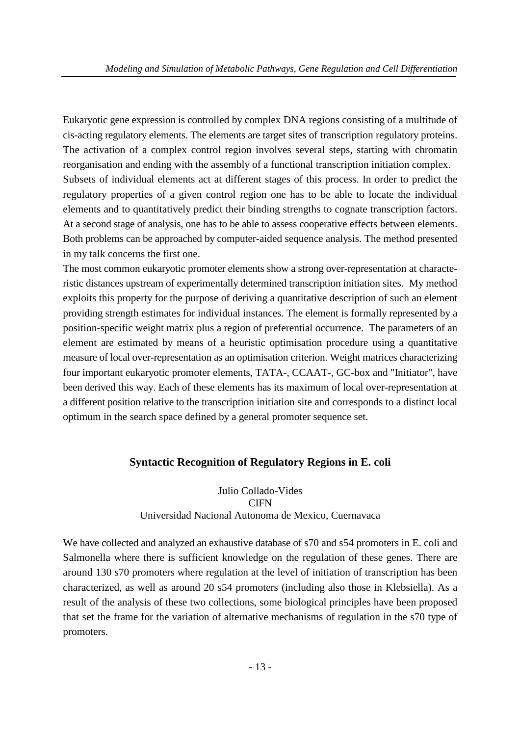Eukaryotic gene expression is controlled by complex DNA regions consisting of a multitude of cis-acting regulatory elements. The elements are target sites of transcription regulatory proteins. The activation of a complex control region involves several steps, starting with chromatin reorganisation and ending with the assembly of a functional transcription initiation complex.
Subsets of individual elements act at different stages of this process. In order to predict the regulatory properties of a given control region one has to be able to locate the individual elements and to quantitatively predict their binding strengths to cognate transcription factors. At a second stage of analysis, one has to be able to assess cooperative effects between elements. Both problems can be approached by computer-aided sequence analysis. The method presented in my talk concerns the first one.
The most common eukaryotic promoter elements show a strong over-representation at characteristic distances upstream of experimentally determined transcription initiation sites. My method exploits this property for the purpose of deriving a quantitative description of such an element providing strength estimates for individual instances. The element is formally represented by a position-specific weight matrix plus a region of preferential occurrence. The parameters of an element are estimated by means of a heuristic optimisation procedure using a quantitative measure of local over-representation as an optimisation criterion. Weight matrices characterizing four important eukaryotic promoter elements, TATA-, CCAAT-, GC-box and "Initiator", have been derived this way. Each of these elements has its maximum of local over-representation at a different position relative to the transcription initiation site and corresponds to a distinct local optimum in the search space defined by a general promoter sequence set.

## Syntactic Recognition of Regulatory Regions in E. coli

Julio Collado-Vides
CIFN
Universidad Nacional Autonoma de Mexico, Cuernavaca

We have collected and analyzed an exhaustive database of s70 and s54 promoters in E. coli and Salmonella where there is sufficient knowledge on the regulation of these genes. There are around 130 s70 promoters where regulation at the level of initiation of transcription has been characterized, as well as around 20 s54 promoters (including also those in Klebsiella). As a result of the analysis of these two collections, some biological principles have been proposed that set the frame for the variation of alternative mechanisms of regulation in the s70 type of promoters.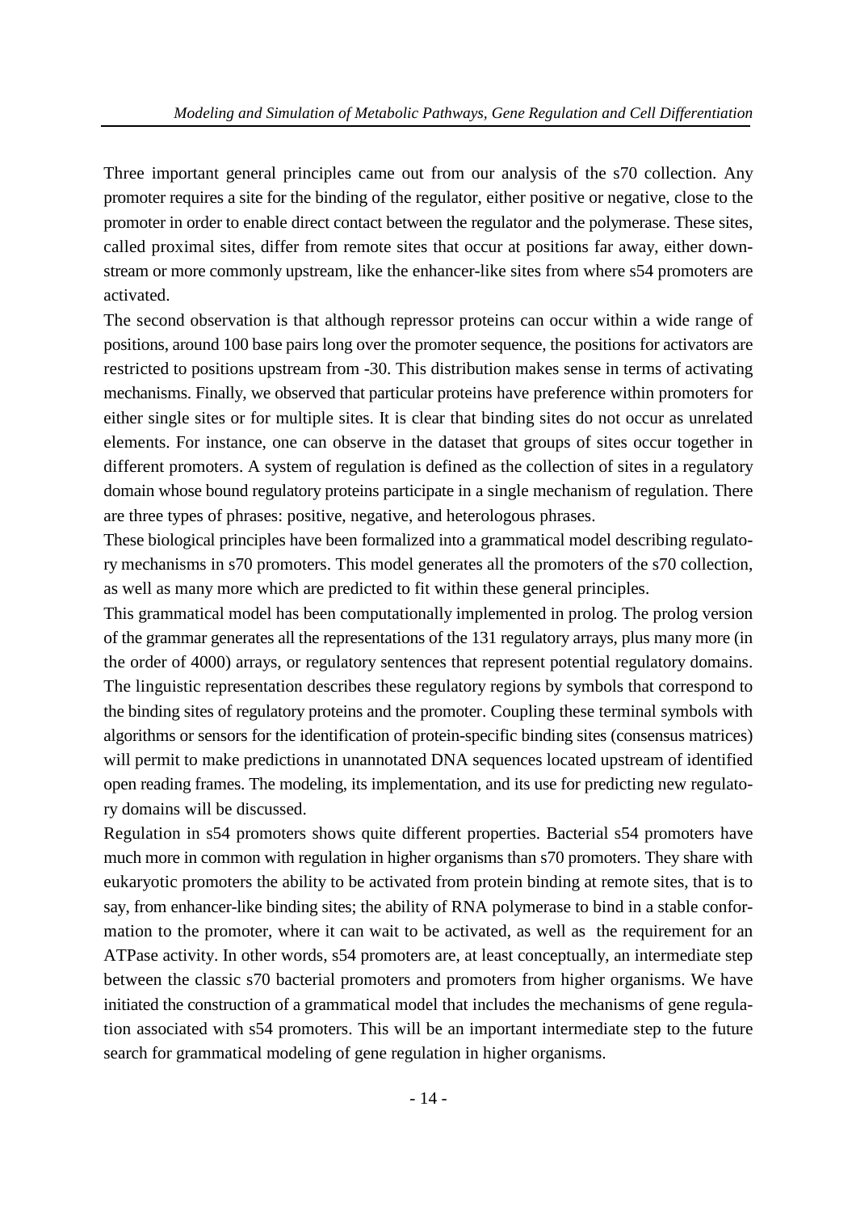Three important general principles came out from our analysis of the s70 collection. Any promoter requires a site for the binding of the regulator, either positive or negative, close to the promoter in order to enable direct contact between the regulator and the polymerase. These sites, called proximal sites, differ from remote sites that occur at positions far away, either downstream or more commonly upstream, like the enhancer-like sites from where s54 promoters are activated.

The second observation is that although repressor proteins can occur within a wide range of positions, around 100 base pairs long over the promoter sequence, the positions for activators are restricted to positions upstream from -30. This distribution makes sense in terms of activating mechanisms. Finally, we observed that particular proteins have preference within promoters for either single sites or for multiple sites. It is clear that binding sites do not occur as unrelated elements. For instance, one can observe in the dataset that groups of sites occur together in different promoters. A system of regulation is defined as the collection of sites in a regulatory domain whose bound regulatory proteins participate in a single mechanism of regulation. There are three types of phrases: positive, negative, and heterologous phrases.

These biological principles have been formalized into a grammatical model describing regulatory mechanisms in s70 promoters. This model generates all the promoters of the s70 collection, as well as many more which are predicted to fit within these general principles.

This grammatical model has been computationally implemented in prolog. The prolog version of the grammar generates all the representations of the 131 regulatory arrays, plus many more (in the order of 4000) arrays, or regulatory sentences that represent potential regulatory domains. The linguistic representation describes these regulatory regions by symbols that correspond to the binding sites of regulatory proteins and the promoter. Coupling these terminal symbols with algorithms or sensors for the identification of protein-specific binding sites (consensus matrices) will permit to make predictions in unannotated DNA sequences located upstream of identified open reading frames. The modeling, its implementation, and its use for predicting new regulatory domains will be discussed.

Regulation in s54 promoters shows quite different properties. Bacterial s54 promoters have much more in common with regulation in higher organisms than s70 promoters. They share with eukaryotic promoters the ability to be activated from protein binding at remote sites, that is to say, from enhancer-like binding sites; the ability of RNA polymerase to bind in a stable conformation to the promoter, where it can wait to be activated, as well as the requirement for an ATPase activity. In other words, s54 promoters are, at least conceptually, an intermediate step between the classic s70 bacterial promoters and promoters from higher organisms. We have initiated the construction of a grammatical model that includes the mechanisms of gene regulation associated with s54 promoters. This will be an important intermediate step to the future search for grammatical modeling of gene regulation in higher organisms.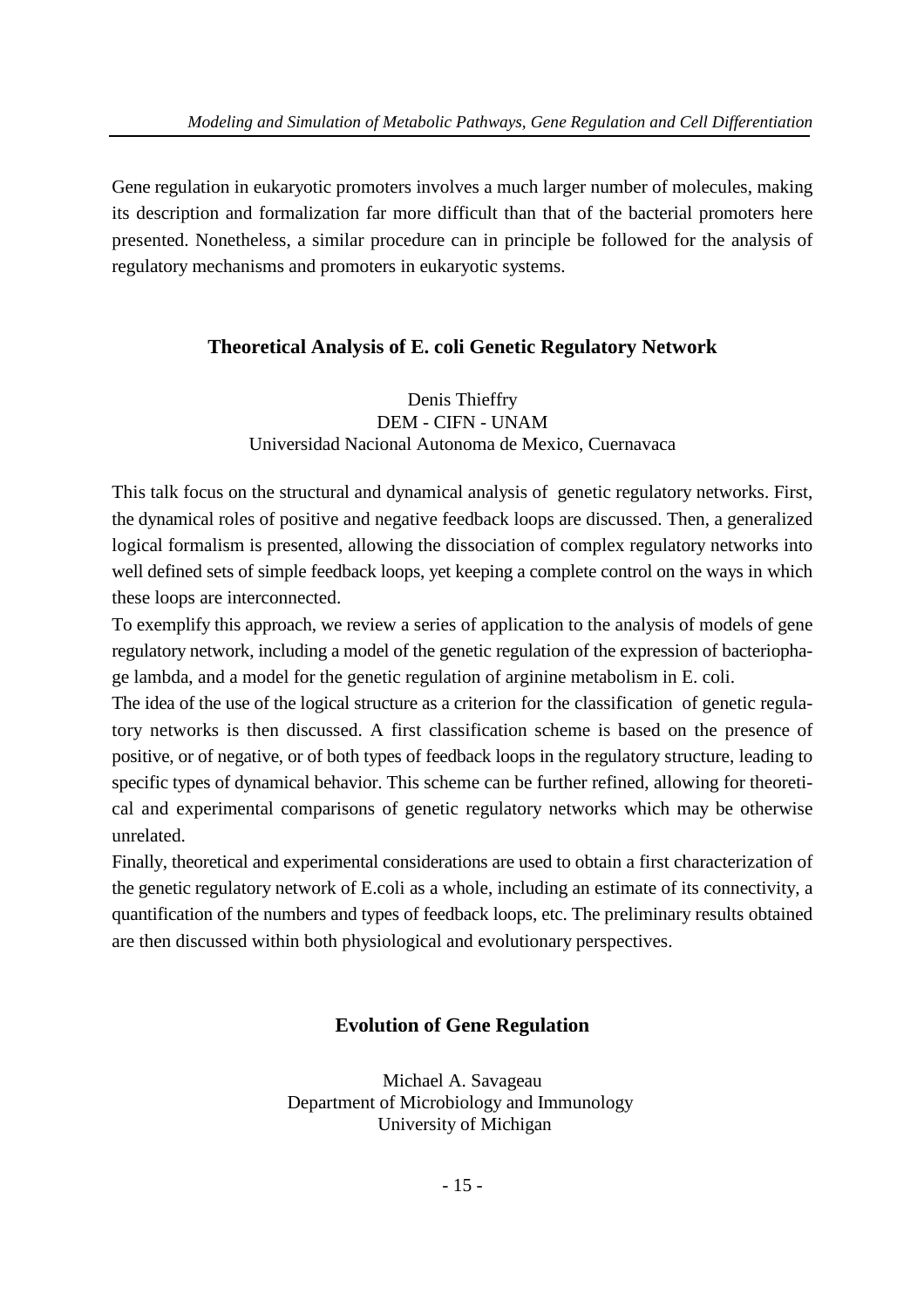Gene regulation in eukaryotic promoters involves a much larger number of molecules, making its description and formalization far more difficult than that of the bacterial promoters here presented. Nonetheless, a similar procedure can in principle be followed for the analysis of regulatory mechanisms and promoters in eukaryotic systems.

## Theoretical Analysis of E. coli Genetic Regulatory Network

Denis Thieffry
DEM - CIFN - UNAM
Universidad Nacional Autonoma de Mexico, Cuernavaca

This talk focus on the structural and dynamical analysis of genetic regulatory networks. First, the dynamical roles of positive and negative feedback loops are discussed. Then, a generalized logical formalism is presented, allowing the dissociation of complex regulatory networks into well defined sets of simple feedback loops, yet keeping a complete control on the ways in which these loops are interconnected.

To exemplify this approach, we review a series of application to the analysis of models of gene regulatory network, including a model of the genetic regulation of the expression of bacteriophage lambda, and a model for the genetic regulation of arginine metabolism in E. coli.

The idea of the use of the logical structure as a criterion for the classification of genetic regulatory networks is then discussed. A first classification scheme is based on the presence of positive, or of negative, or of both types of feedback loops in the regulatory structure, leading to specific types of dynamical behavior. This scheme can be further refined, allowing for theoretical and experimental comparisons of genetic regulatory networks which may be otherwise unrelated.

Finally, theoretical and experimental considerations are used to obtain a first characterization of the genetic regulatory network of E.coli as a whole, including an estimate of its connectivity, a quantification of the numbers and types of feedback loops, etc. The preliminary results obtained are then discussed within both physiological and evolutionary perspectives.

## Evolution of Gene Regulation

Michael A. Savageau
Department of Microbiology and Immunology
University of Michigan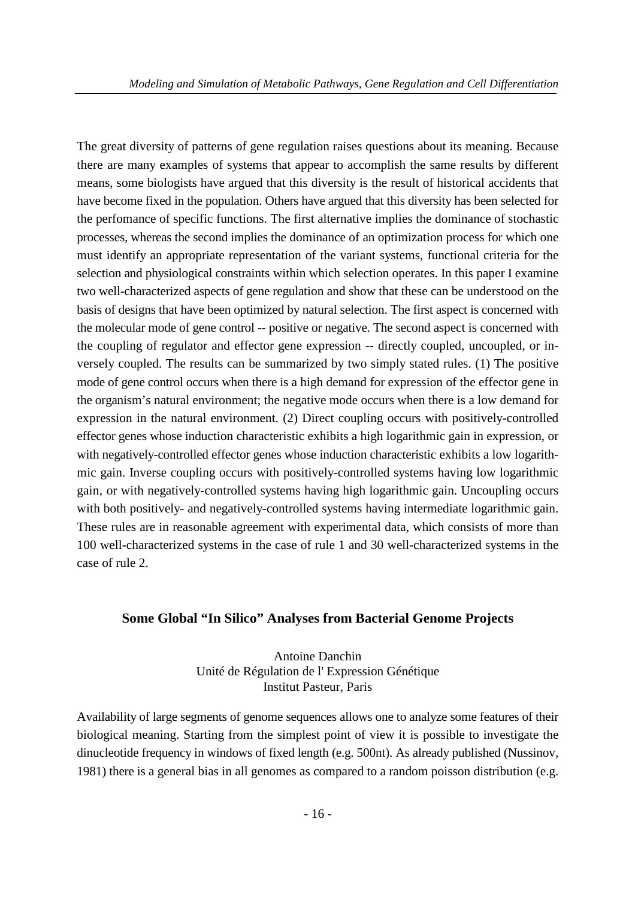The great diversity of patterns of gene regulation raises questions about its meaning. Because there are many examples of systems that appear to accomplish the same results by different means, some biologists have argued that this diversity is the result of historical accidents that have become fixed in the population. Others have argued that this diversity has been selected for the perfomance of specific functions. The first alternative implies the dominance of stochastic processes, whereas the second implies the dominance of an optimization process for which one must identify an appropriate representation of the variant systems, functional criteria for the selection and physiological constraints within which selection operates. In this paper I examine two well-characterized aspects of gene regulation and show that these can be understood on the basis of designs that have been optimized by natural selection. The first aspect is concerned with the molecular mode of gene control -- positive or negative. The second aspect is concerned with the coupling of regulator and effector gene expression -- directly coupled, uncoupled, or inversely coupled. The results can be summarized by two simply stated rules. (1) The positive mode of gene control occurs when there is a high demand for expression of the effector gene in the organism's natural environment; the negative mode occurs when there is a low demand for expression in the natural environment. (2) Direct coupling occurs with positively-controlled effector genes whose induction characteristic exhibits a high logarithmic gain in expression, or with negatively-controlled effector genes whose induction characteristic exhibits a low logarithmic gain. Inverse coupling occurs with positively-controlled systems having low logarithmic gain, or with negatively-controlled systems having high logarithmic gain. Uncoupling occurs with both positively- and negatively-controlled systems having intermediate logarithmic gain. These rules are in reasonable agreement with experimental data, which consists of more than 100 well-characterized systems in the case of rule 1 and 30 well-characterized systems in the case of rule 2.

## Some Global "In Silico" Analyses from Bacterial Genome Projects

Antoine Danchin
Unité de Régulation de l' Expression Génétique
Institut Pasteur, Paris

Availability of large segments of genome sequences allows one to analyze some features of their biological meaning. Starting from the simplest point of view it is possible to investigate the dinucleotide frequency in windows of fixed length (e.g. 500nt). As already published (Nussinov, 1981) there is a general bias in all genomes as compared to a random poisson distribution (e.g.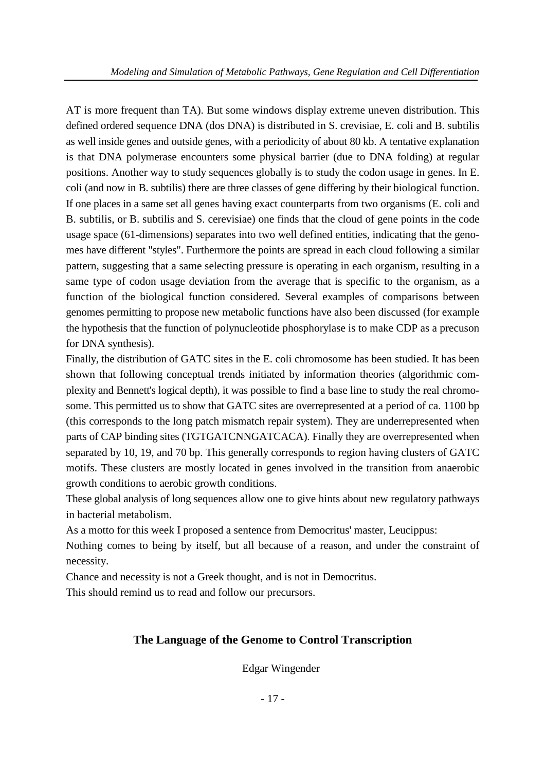AT is more frequent than TA). But some windows display extreme uneven distribution. This defined ordered sequence DNA (dos DNA) is distributed in S. crevisiae, E. coli and B. subtilis as well inside genes and outside genes, with a periodicity of about 80 kb. A tentative explanation is that DNA polymerase encounters some physical barrier (due to DNA folding) at regular positions. Another way to study sequences globally is to study the codon usage in genes. In E. coli (and now in B. subtilis) there are three classes of gene differing by their biological function. If one places in a same set all genes having exact counterparts from two organisms (E. coli and B. subtilis, or B. subtilis and S. cerevisiae) one finds that the cloud of gene points in the code usage space (61-dimensions) separates into two well defined entities, indicating that the genomes have different "styles". Furthermore the points are spread in each cloud following a similar pattern, suggesting that a same selecting pressure is operating in each organism, resulting in a same type of codon usage deviation from the average that is specific to the organism, as a function of the biological function considered. Several examples of comparisons between genomes permitting to propose new metabolic functions have also been discussed (for example the hypothesis that the function of polynucleotide phosphorylase is to make CDP as a precuson for DNA synthesis).

Finally, the distribution of GATC sites in the E. coli chromosome has been studied. It has been shown that following conceptual trends initiated by information theories (algorithmic complexity and Bennett's logical depth), it was possible to find a base line to study the real chromosome. This permitted us to show that GATC sites are overrepresented at a period of ca. 1100 bp (this corresponds to the long patch mismatch repair system). They are underrepresented when parts of CAP binding sites (TGTGATCNNGATCACA). Finally they are overrepresented when separated by 10, 19, and 70 bp. This generally corresponds to region having clusters of GATC motifs. These clusters are mostly located in genes involved in the transition from anaerobic growth conditions to aerobic growth conditions.

These global analysis of long sequences allow one to give hints about new regulatory pathways in bacterial metabolism.

As a motto for this week I proposed a sentence from Democritus' master, Leucippus:

Nothing comes to being by itself, but all because of a reason, and under the constraint of necessity.

Chance and necessity is not a Greek thought, and is not in Democritus.

This should remind us to read and follow our precursors.

## The Language of the Genome to Control Transcription

Edgar Wingender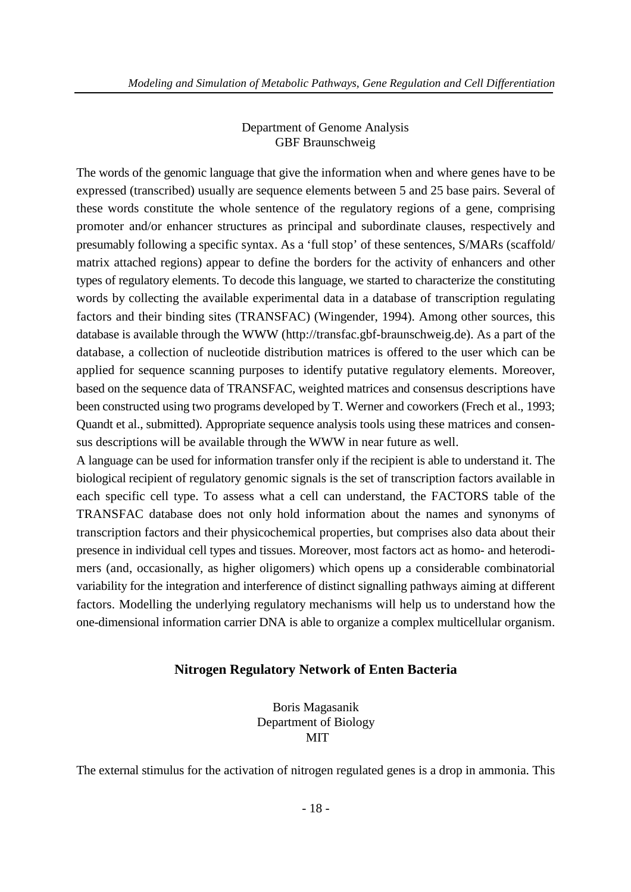Department of Genome Analysis
GBF Braunschweig

The words of the genomic language that give the information when and where genes have to be expressed (transcribed) usually are sequence elements between 5 and 25 base pairs. Several of these words constitute the whole sentence of the regulatory regions of a gene, comprising promoter and/or enhancer structures as principal and subordinate clauses, respectively and presumably following a specific syntax. As a 'full stop' of these sentences, S/MARs (scaffold/ matrix attached regions) appear to define the borders for the activity of enhancers and other types of regulatory elements. To decode this language, we started to characterize the constituting words by collecting the available experimental data in a database of transcription regulating factors and their binding sites (TRANSFAC) (Wingender, 1994). Among other sources, this database is available through the WWW (http://transfac.gbf-braunschweig.de). As a part of the database, a collection of nucleotide distribution matrices is offered to the user which can be applied for sequence scanning purposes to identify putative regulatory elements. Moreover, based on the sequence data of TRANSFAC, weighted matrices and consensus descriptions have been constructed using two programs developed by T. Werner and coworkers (Frech et al., 1993; Quandt et al., submitted). Appropriate sequence analysis tools using these matrices and consensus descriptions will be available through the WWW in near future as well.

A language can be used for information transfer only if the recipient is able to understand it. The biological recipient of regulatory genomic signals is the set of transcription factors available in each specific cell type. To assess what a cell can understand, the FACTORS table of the TRANSFAC database does not only hold information about the names and synonyms of transcription factors and their physicochemical properties, but comprises also data about their presence in individual cell types and tissues. Moreover, most factors act as homo- and heterodimers (and, occasionally, as higher oligomers) which opens up a considerable combinatorial variability for the integration and interference of distinct signalling pathways aiming at different factors. Modelling the underlying regulatory mechanisms will help us to understand how the one-dimensional information carrier DNA is able to organize a complex multicellular organism.

## Nitrogen Regulatory Network of Enten Bacteria

Boris Magasanik
Department of Biology
MIT

The external stimulus for the activation of nitrogen regulated genes is a drop in ammonia. This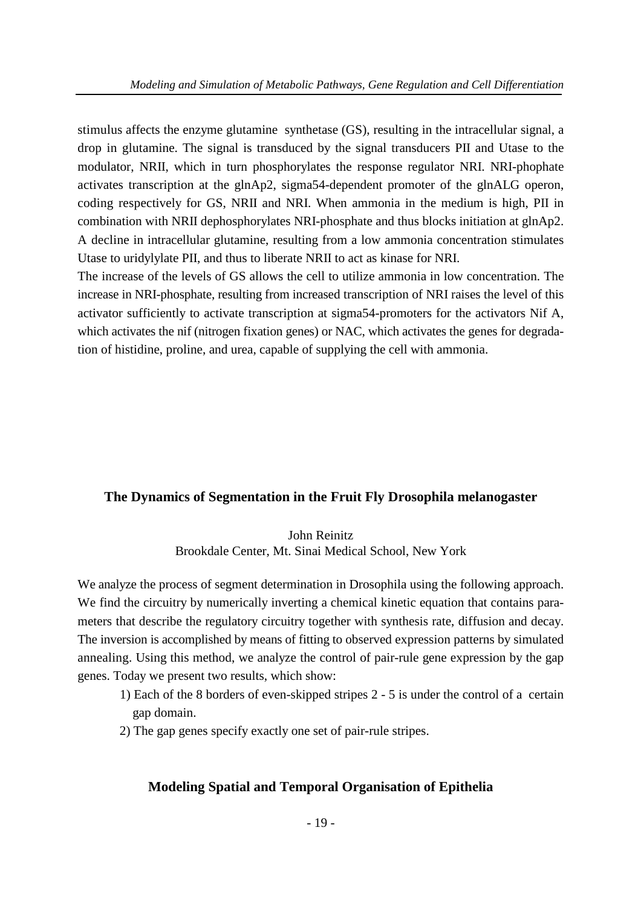stimulus affects the enzyme glutamine synthetase (GS), resulting in the intracellular signal, a drop in glutamine. The signal is transduced by the signal transducers PII and Utase to the modulator, NRII, which in turn phosphorylates the response regulator NRI. NRI-phophate activates transcription at the glnAp2, sigma54-dependent promoter of the glnALG operon, coding respectively for GS, NRII and NRI. When ammonia in the medium is high, PII in combination with NRII dephosphorylates NRI-phosphate and thus blocks initiation at glnAp2. A decline in intracellular glutamine, resulting from a low ammonia concentration stimulates Utase to uridylylate PII, and thus to liberate NRII to act as kinase for NRI.

The increase of the levels of GS allows the cell to utilize ammonia in low concentration. The increase in NRI-phosphate, resulting from increased transcription of NRI raises the level of this activator sufficiently to activate transcription at sigma54-promoters for the activators Nif A, which activates the nif (nitrogen fixation genes) or NAC, which activates the genes for degradation of histidine, proline, and urea, capable of supplying the cell with ammonia.

## The Dynamics of Segmentation in the Fruit Fly Drosophila melanogaster

John Reinitz
Brookdale Center, Mt. Sinai Medical School, New York

We analyze the process of segment determination in Drosophila using the following approach. We find the circuitry by numerically inverting a chemical kinetic equation that contains parameters that describe the regulatory circuitry together with synthesis rate, diffusion and decay. The inversion is accomplished by means of fitting to observed expression patterns by simulated annealing. Using this method, we analyze the control of pair-rule gene expression by the gap genes. Today we present two results, which show:

1) Each of the 8 borders of even-skipped stripes 2 - 5 is under the control of a certain gap domain.
2) The gap genes specify exactly one set of pair-rule stripes.

## Modeling Spatial and Temporal Organisation of Epithelia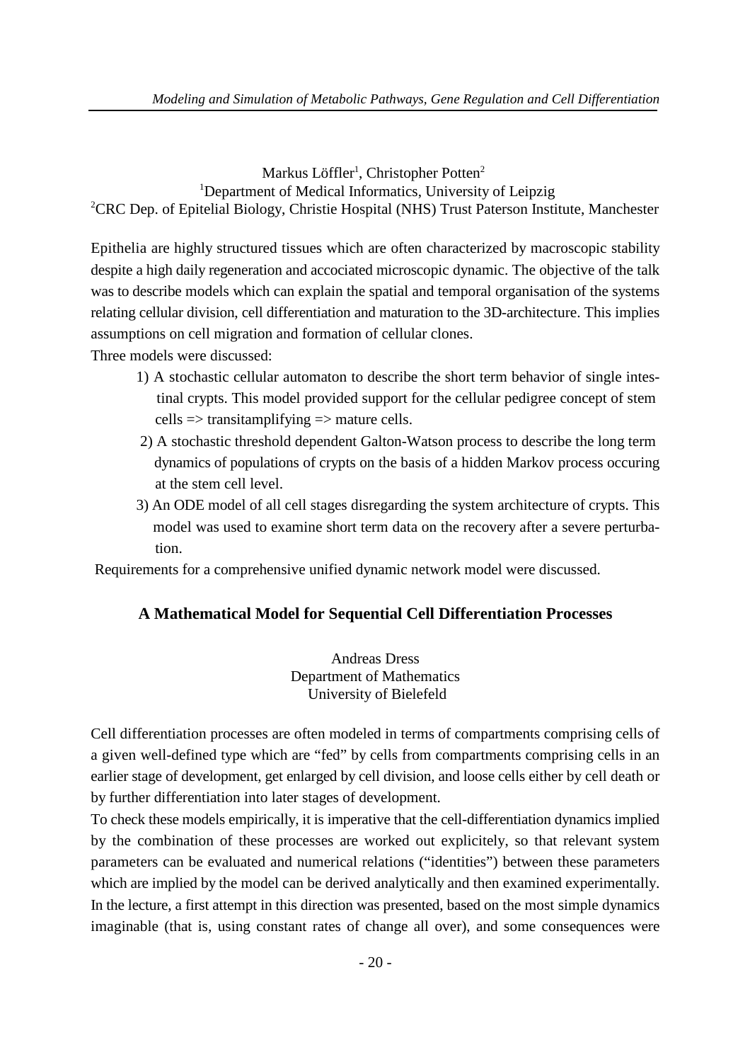Markus Löffler[1], Christopher Potten[2]

[1]Department of Medical Informatics, University of Leipzig

[2]CRC Dep. of Epitelial Biology, Christie Hospital (NHS) Trust Paterson Institute, Manchester

Epithelia are highly structured tissues which are often characterized by macroscopic stability despite a high daily regeneration and accociated microscopic dynamic. The objective of the talk was to describe models which can explain the spatial and temporal organisation of the systems relating cellular division, cell differentiation and maturation to the 3D-architecture. This implies assumptions on cell migration and formation of cellular clones.

Three models were discussed:

1) A stochastic cellular automaton to describe the short term behavior of single intestinal crypts. This model provided support for the cellular pedigree concept of stem cells => transitamplifying => mature cells.
2) A stochastic threshold dependent Galton-Watson process to describe the long term dynamics of populations of crypts on the basis of a hidden Markov process occuring at the stem cell level.
3) An ODE model of all cell stages disregarding the system architecture of crypts. This model was used to examine short term data on the recovery after a severe perturbation.

Requirements for a comprehensive unified dynamic network model were discussed.

## A Mathematical Model for Sequential Cell Differentiation Processes

Andreas Dress
Department of Mathematics
University of Bielefeld

Cell differentiation processes are often modeled in terms of compartments comprising cells of a given well-defined type which are "fed" by cells from compartments comprising cells in an earlier stage of development, get enlarged by cell division, and loose cells either by cell death or by further differentiation into later stages of development.

To check these models empirically, it is imperative that the cell-differentiation dynamics implied by the combination of these processes are worked out explicitely, so that relevant system parameters can be evaluated and numerical relations ("identities") between these parameters which are implied by the model can be derived analytically and then examined experimentally. In the lecture, a first attempt in this direction was presented, based on the most simple dynamics imaginable (that is, using constant rates of change all over), and some consequences were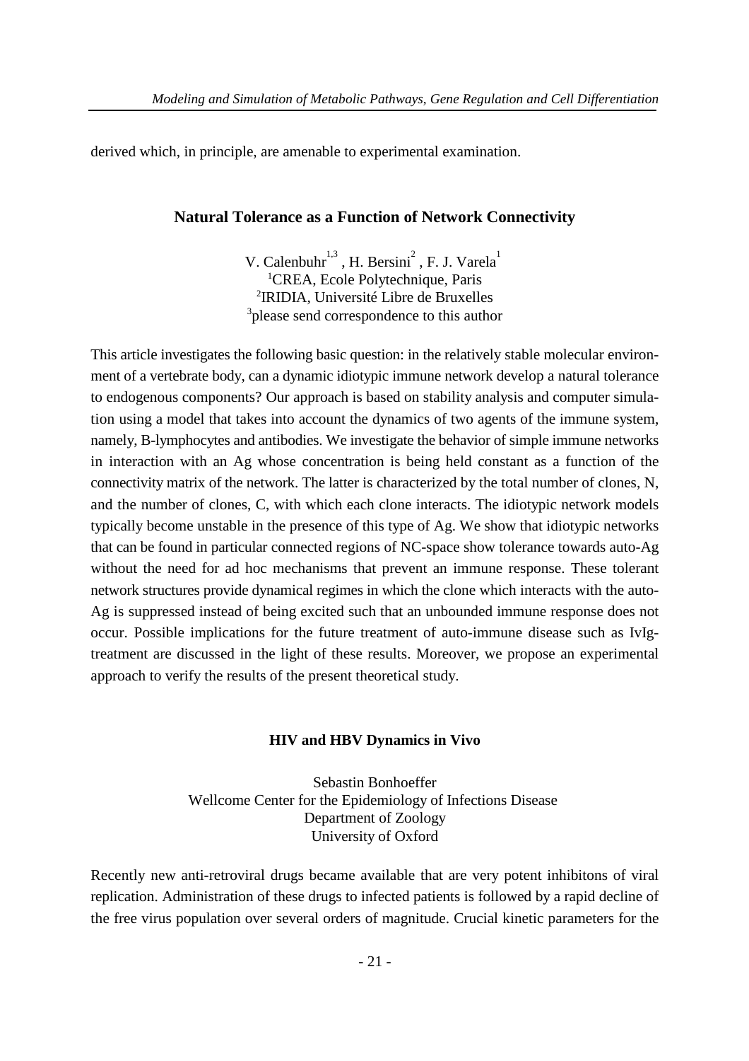derived which, in principle, are amenable to experimental examination.

## Natural Tolerance as a Function of Network Connectivity

V. Calenbuhr[1,3] , H. Bersini[2] , F. J. Varela[1]
[1]CREA, Ecole Polytechnique, Paris
[2]IRIDIA, Université Libre de Bruxelles
[3]please send correspondence to this author

This article investigates the following basic question: in the relatively stable molecular environment of a vertebrate body, can a dynamic idiotypic immune network develop a natural tolerance to endogenous components? Our approach is based on stability analysis and computer simulation using a model that takes into account the dynamics of two agents of the immune system, namely, B-lymphocytes and antibodies. We investigate the behavior of simple immune networks in interaction with an Ag whose concentration is being held constant as a function of the connectivity matrix of the network. The latter is characterized by the total number of clones, N, and the number of clones, C, with which each clone interacts. The idiotypic network models typically become unstable in the presence of this type of Ag. We show that idiotypic networks that can be found in particular connected regions of NC-space show tolerance towards auto-Ag without the need for ad hoc mechanisms that prevent an immune response. These tolerant network structures provide dynamical regimes in which the clone which interacts with the auto-Ag is suppressed instead of being excited such that an unbounded immune response does not occur. Possible implications for the future treatment of auto-immune disease such as IvIg-treatment are discussed in the light of these results. Moreover, we propose an experimental approach to verify the results of the present theoretical study.

### HIV and HBV Dynamics in Vivo

Sebastin Bonhoeffer
Wellcome Center for the Epidemiology of Infections Disease
Department of Zoology
University of Oxford

Recently new anti-retroviral drugs became available that are very potent inhibitons of viral replication. Administration of these drugs to infected patients is followed by a rapid decline of the free virus population over several orders of magnitude. Crucial kinetic parameters for the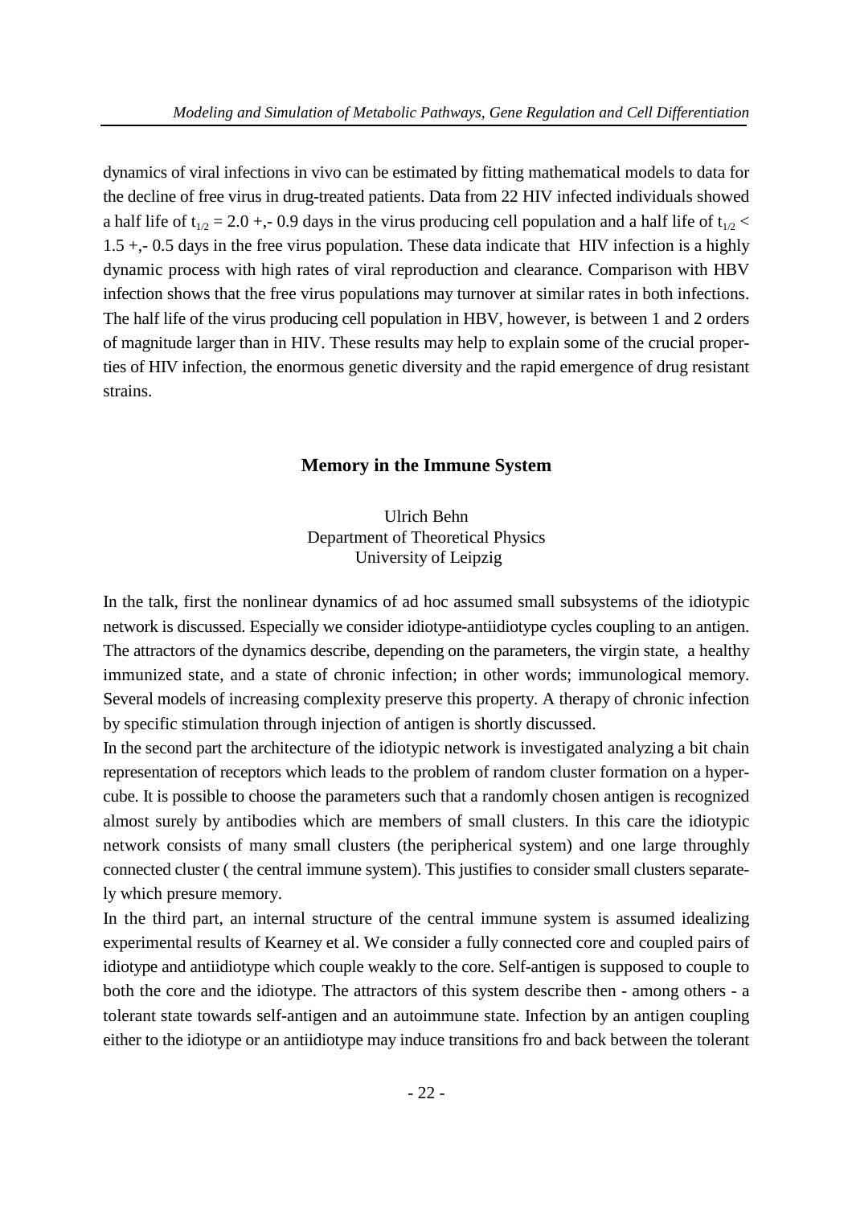dynamics of viral infections in vivo can be estimated by fitting mathematical models to data for the decline of free virus in drug-treated patients. Data from 22 HIV infected individuals showed a half life of $t_{1/2} = 2.0$ +,- 0.9 days in the virus producing cell population and a half life of $t_{1/2} <$ 1.5 +,- 0.5 days in the free virus population. These data indicate that HIV infection is a highly dynamic process with high rates of viral reproduction and clearance. Comparison with HBV infection shows that the free virus populations may turnover at similar rates in both infections. The half life of the virus producing cell population in HBV, however, is between 1 and 2 orders of magnitude larger than in HIV. These results may help to explain some of the crucial properties of HIV infection, the enormous genetic diversity and the rapid emergence of drug resistant strains.

## Memory in the Immune System

Ulrich Behn
Department of Theoretical Physics
University of Leipzig

In the talk, first the nonlinear dynamics of ad hoc assumed small subsystems of the idiotypic network is discussed. Especially we consider idiotype-antiidiotype cycles coupling to an antigen. The attractors of the dynamics describe, depending on the parameters, the virgin state, a healthy immunized state, and a state of chronic infection; in other words; immunological memory. Several models of increasing complexity preserve this property. A therapy of chronic infection by specific stimulation through injection of antigen is shortly discussed.

In the second part the architecture of the idiotypic network is investigated analyzing a bit chain representation of receptors which leads to the problem of random cluster formation on a hypercube. It is possible to choose the parameters such that a randomly chosen antigen is recognized almost surely by antibodies which are members of small clusters. In this care the idiotypic network consists of many small clusters (the peripherical system) and one large throughly connected cluster ( the central immune system). This justifies to consider small clusters separately which presure memory.

In the third part, an internal structure of the central immune system is assumed idealizing experimental results of Kearney et al. We consider a fully connected core and coupled pairs of idiotype and antiidiotype which couple weakly to the core. Self-antigen is supposed to couple to both the core and the idiotype. The attractors of this system describe then - among others - a tolerant state towards self-antigen and an autoimmune state. Infection by an antigen coupling either to the idiotype or an antiidiotype may induce transitions fro and back between the tolerant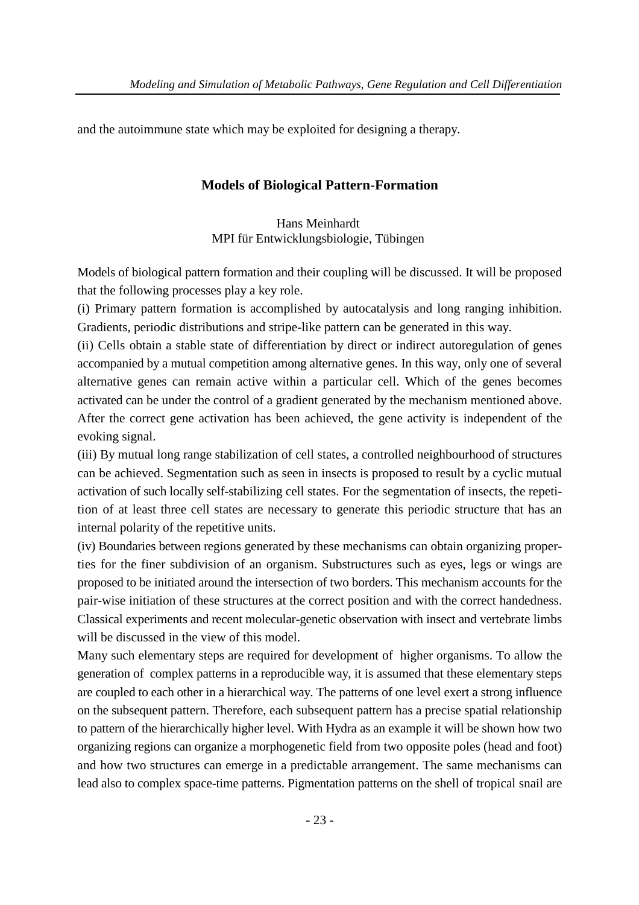and the autoimmune state which may be exploited for designing a therapy.

## Models of Biological Pattern-Formation

Hans Meinhardt
MPI für Entwicklungsbiologie, Tübingen

Models of biological pattern formation and their coupling will be discussed. It will be proposed that the following processes play a key role.

(i) Primary pattern formation is accomplished by autocatalysis and long ranging inhibition. Gradients, periodic distributions and stripe-like pattern can be generated in this way.

(ii) Cells obtain a stable state of differentiation by direct or indirect autoregulation of genes accompanied by a mutual competition among alternative genes. In this way, only one of several alternative genes can remain active within a particular cell. Which of the genes becomes activated can be under the control of a gradient generated by the mechanism mentioned above. After the correct gene activation has been achieved, the gene activity is independent of the evoking signal.

(iii) By mutual long range stabilization of cell states, a controlled neighbourhood of structures can be achieved. Segmentation such as seen in insects is proposed to result by a cyclic mutual activation of such locally self-stabilizing cell states. For the segmentation of insects, the repetition of at least three cell states are necessary to generate this periodic structure that has an internal polarity of the repetitive units.

(iv) Boundaries between regions generated by these mechanisms can obtain organizing properties for the finer subdivision of an organism. Substructures such as eyes, legs or wings are proposed to be initiated around the intersection of two borders. This mechanism accounts for the pair-wise initiation of these structures at the correct position and with the correct handedness. Classical experiments and recent molecular-genetic observation with insect and vertebrate limbs will be discussed in the view of this model.

Many such elementary steps are required for development of higher organisms. To allow the generation of complex patterns in a reproducible way, it is assumed that these elementary steps are coupled to each other in a hierarchical way. The patterns of one level exert a strong influence on the subsequent pattern. Therefore, each subsequent pattern has a precise spatial relationship to pattern of the hierarchically higher level. With Hydra as an example it will be shown how two organizing regions can organize a morphogenetic field from two opposite poles (head and foot) and how two structures can emerge in a predictable arrangement. The same mechanisms can lead also to complex space-time patterns. Pigmentation patterns on the shell of tropical snail are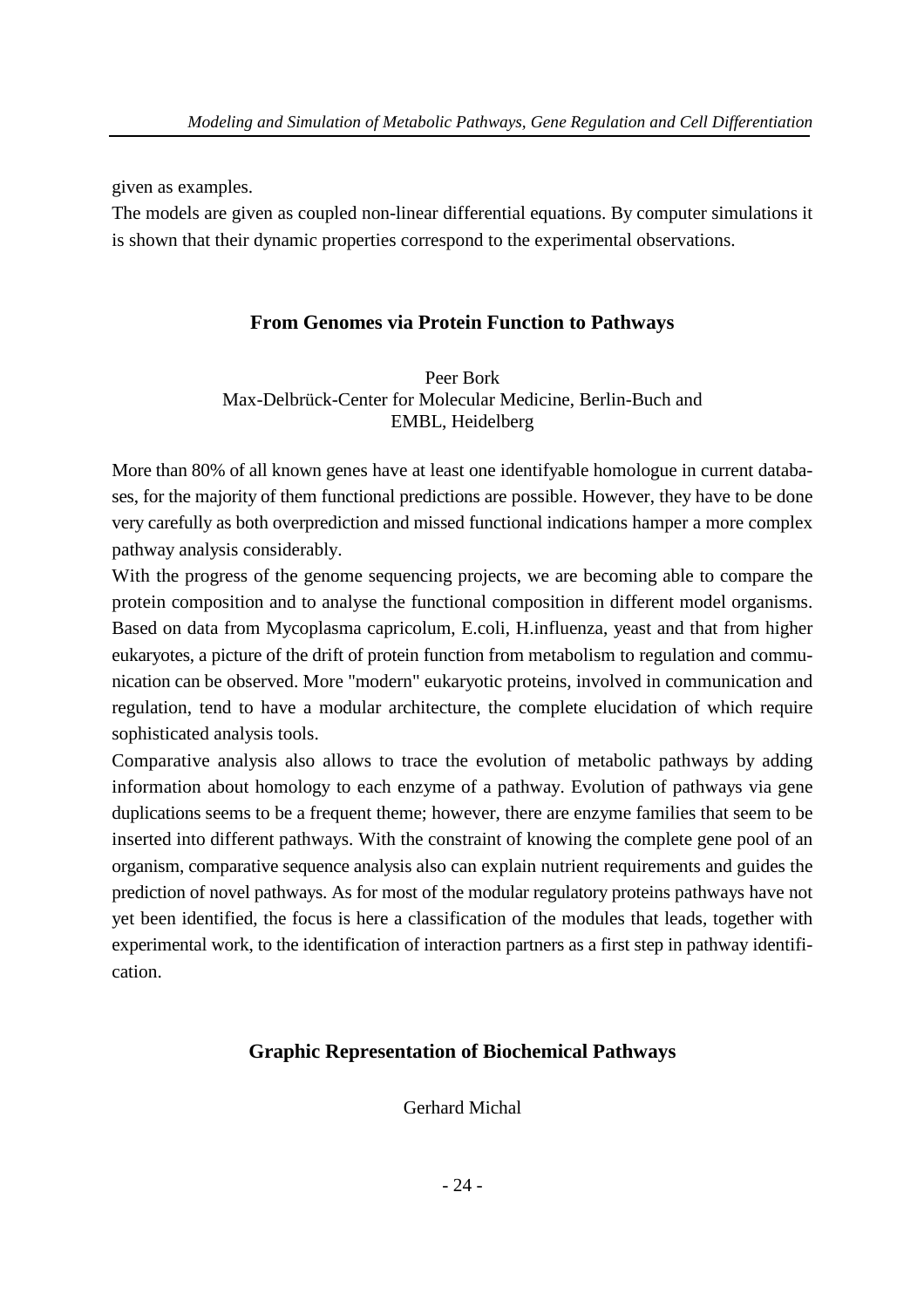given as examples.

The models are given as coupled non-linear differential equations. By computer simulations it is shown that their dynamic properties correspond to the experimental observations.

## From Genomes via Protein Function to Pathways

Peer Bork
Max-Delbrück-Center for Molecular Medicine, Berlin-Buch and
EMBL, Heidelberg

More than 80% of all known genes have at least one identifyable homologue in current databases, for the majority of them functional predictions are possible. However, they have to be done very carefully as both overprediction and missed functional indications hamper a more complex pathway analysis considerably.

With the progress of the genome sequencing projects, we are becoming able to compare the protein composition and to analyse the functional composition in different model organisms. Based on data from Mycoplasma capricolum, E.coli, H.influenza, yeast and that from higher eukaryotes, a picture of the drift of protein function from metabolism to regulation and communication can be observed. More "modern" eukaryotic proteins, involved in communication and regulation, tend to have a modular architecture, the complete elucidation of which require sophisticated analysis tools.

Comparative analysis also allows to trace the evolution of metabolic pathways by adding information about homology to each enzyme of a pathway. Evolution of pathways via gene duplications seems to be a frequent theme; however, there are enzyme families that seem to be inserted into different pathways. With the constraint of knowing the complete gene pool of an organism, comparative sequence analysis also can explain nutrient requirements and guides the prediction of novel pathways. As for most of the modular regulatory proteins pathways have not yet been identified, the focus is here a classification of the modules that leads, together with experimental work, to the identification of interaction partners as a first step in pathway identification.

## Graphic Representation of Biochemical Pathways

Gerhard Michal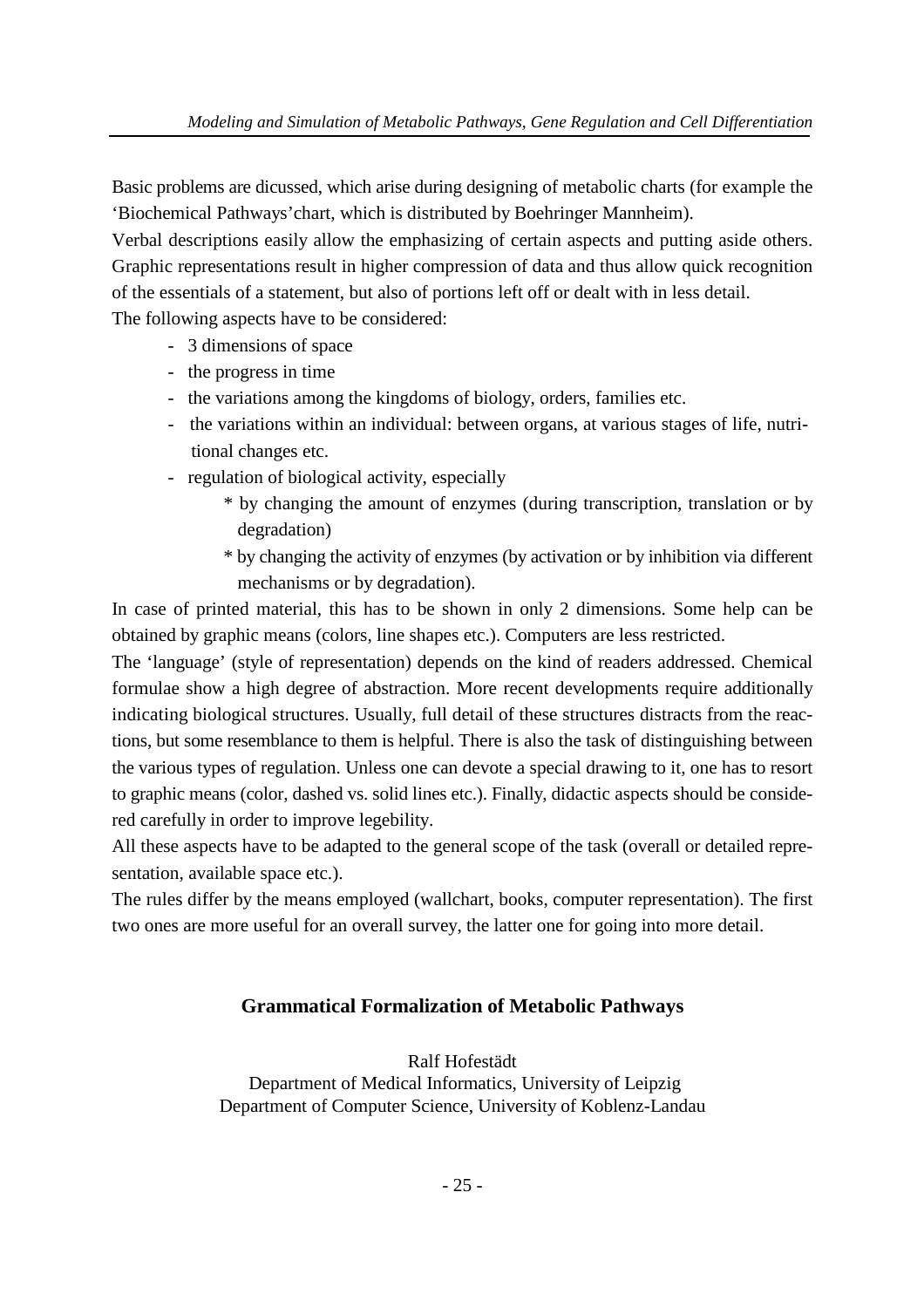Basic problems are dicussed, which arise during designing of metabolic charts (for example the 'Biochemical Pathways'chart, which is distributed by Boehringer Mannheim).
Verbal descriptions easily allow the emphasizing of certain aspects and putting aside others. Graphic representations result in higher compression of data and thus allow quick recognition of the essentials of a statement, but also of portions left off or dealt with in less detail.
The following aspects have to be considered:

- 3 dimensions of space
- the progress in time
- the variations among the kingdoms of biology, orders, families etc.
- the variations within an individual: between organs, at various stages of life, nutritional changes etc.
- regulation of biological activity, especially
  - by changing the amount of enzymes (during transcription, translation or by degradation)
  - by changing the activity of enzymes (by activation or by inhibition via different mechanisms or by degradation).

In case of printed material, this has to be shown in only 2 dimensions. Some help can be obtained by graphic means (colors, line shapes etc.). Computers are less restricted.
The 'language' (style of representation) depends on the kind of readers addressed. Chemical formulae show a high degree of abstraction. More recent developments require additionally indicating biological structures. Usually, full detail of these structures distracts from the reactions, but some resemblance to them is helpful. There is also the task of distinguishing between the various types of regulation. Unless one can devote a special drawing to it, one has to resort to graphic means (color, dashed vs. solid lines etc.). Finally, didactic aspects should be considered carefully in order to improve legebility.
All these aspects have to be adapted to the general scope of the task (overall or detailed representation, available space etc.).
The rules differ by the means employed (wallchart, books, computer representation). The first two ones are more useful for an overall survey, the latter one for going into more detail.

## Grammatical Formalization of Metabolic Pathways

Ralf Hofestädt
Department of Medical Informatics, University of Leipzig
Department of Computer Science, University of Koblenz-Landau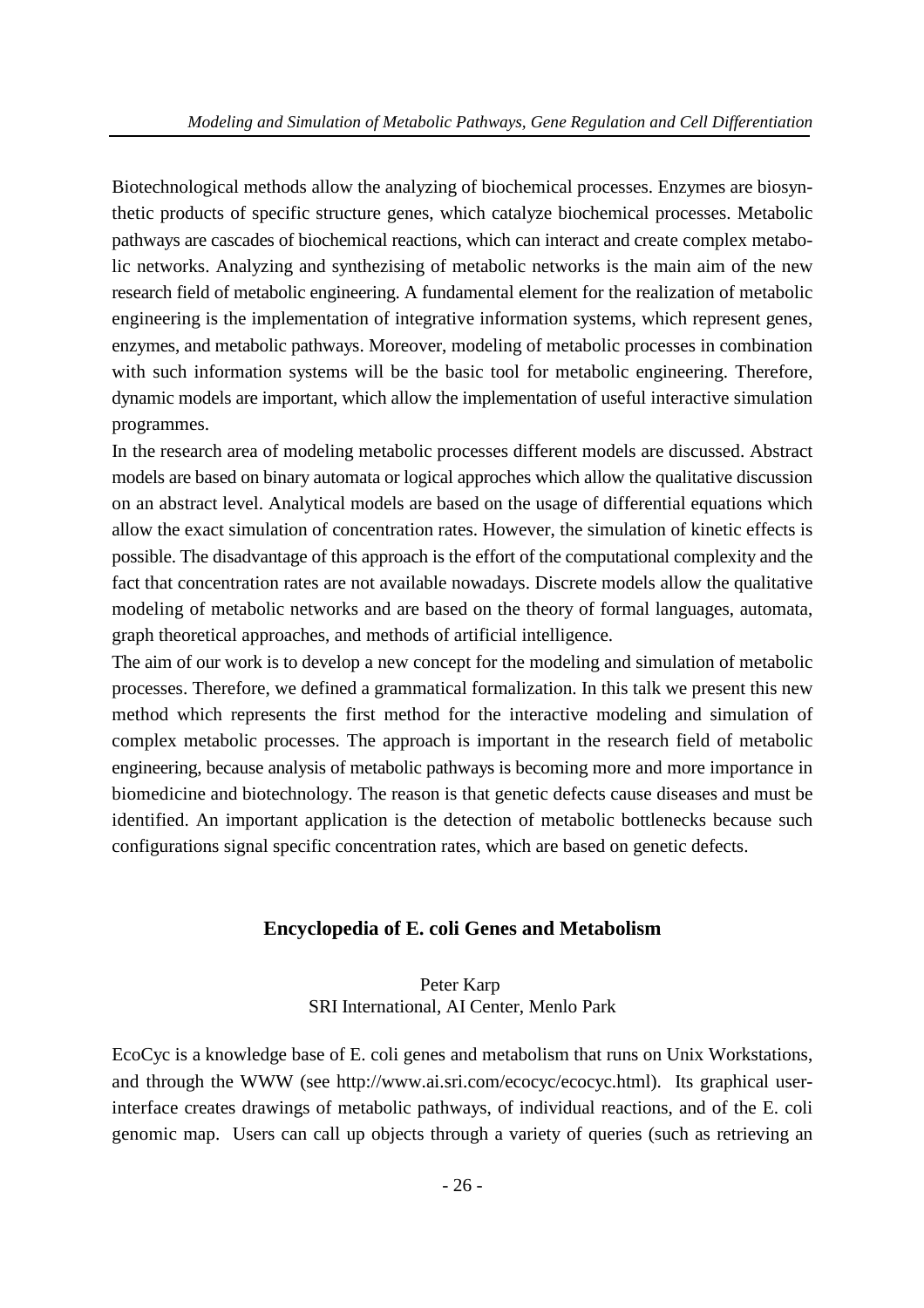Biotechnological methods allow the analyzing of biochemical processes. Enzymes are biosynthetic products of specific structure genes, which catalyze biochemical processes. Metabolic pathways are cascades of biochemical reactions, which can interact and create complex metabolic networks. Analyzing and synthezising of metabolic networks is the main aim of the new research field of metabolic engineering. A fundamental element for the realization of metabolic engineering is the implementation of integrative information systems, which represent genes, enzymes, and metabolic pathways. Moreover, modeling of metabolic processes in combination with such information systems will be the basic tool for metabolic engineering. Therefore, dynamic models are important, which allow the implementation of useful interactive simulation programmes.

In the research area of modeling metabolic processes different models are discussed. Abstract models are based on binary automata or logical approches which allow the qualitative discussion on an abstract level. Analytical models are based on the usage of differential equations which allow the exact simulation of concentration rates. However, the simulation of kinetic effects is possible. The disadvantage of this approach is the effort of the computational complexity and the fact that concentration rates are not available nowadays. Discrete models allow the qualitative modeling of metabolic networks and are based on the theory of formal languages, automata, graph theoretical approaches, and methods of artificial intelligence.

The aim of our work is to develop a new concept for the modeling and simulation of metabolic processes. Therefore, we defined a grammatical formalization. In this talk we present this new method which represents the first method for the interactive modeling and simulation of complex metabolic processes. The approach is important in the research field of metabolic engineering, because analysis of metabolic pathways is becoming more and more importance in biomedicine and biotechnology. The reason is that genetic defects cause diseases and must be identified. An important application is the detection of metabolic bottlenecks because such configurations signal specific concentration rates, which are based on genetic defects.

## Encyclopedia of E. coli Genes and Metabolism

Peter Karp
SRI International, AI Center, Menlo Park

EcoCyc is a knowledge base of E. coli genes and metabolism that runs on Unix Workstations, and through the WWW (see http://www.ai.sri.com/ecocyc/ecocyc.html). Its graphical user-interface creates drawings of metabolic pathways, of individual reactions, and of the E. coli genomic map. Users can call up objects through a variety of queries (such as retrieving an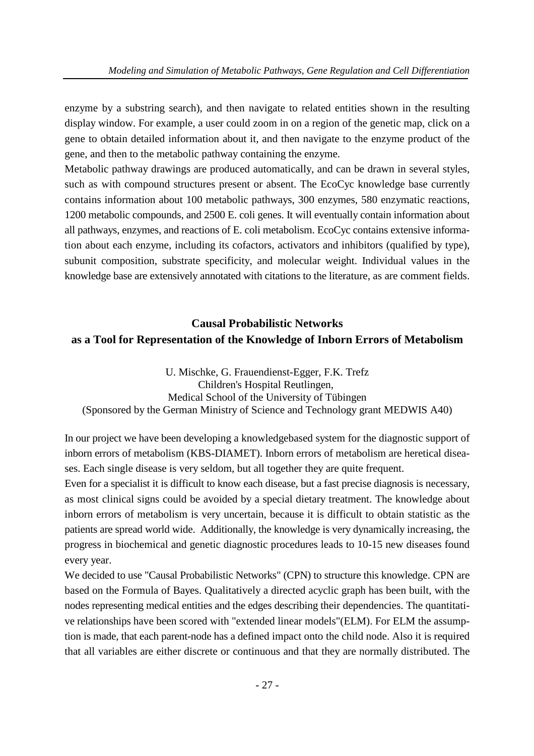enzyme by a substring search), and then navigate to related entities shown in the resulting display window. For example, a user could zoom in on a region of the genetic map, click on a gene to obtain detailed information about it, and then navigate to the enzyme product of the gene, and then to the metabolic pathway containing the enzyme.

Metabolic pathway drawings are produced automatically, and can be drawn in several styles, such as with compound structures present or absent. The EcoCyc knowledge base currently contains information about 100 metabolic pathways, 300 enzymes, 580 enzymatic reactions, 1200 metabolic compounds, and 2500 E. coli genes. It will eventually contain information about all pathways, enzymes, and reactions of E. coli metabolism. EcoCyc contains extensive information about each enzyme, including its cofactors, activators and inhibitors (qualified by type), subunit composition, substrate specificity, and molecular weight. Individual values in the knowledge base are extensively annotated with citations to the literature, as are comment fields.

## Causal Probabilistic Networks as a Tool for Representation of the Knowledge of Inborn Errors of Metabolism

U. Mischke, G. Frauendienst-Egger, F.K. Trefz
Children's Hospital Reutlingen,
Medical School of the University of Tübingen
(Sponsored by the German Ministry of Science and Technology grant MEDWIS A40)

In our project we have been developing a knowledgebased system for the diagnostic support of inborn errors of metabolism (KBS-DIAMET). Inborn errors of metabolism are heretical diseases. Each single disease is very seldom, but all together they are quite frequent.

Even for a specialist it is difficult to know each disease, but a fast precise diagnosis is necessary, as most clinical signs could be avoided by a special dietary treatment. The knowledge about inborn errors of metabolism is very uncertain, because it is difficult to obtain statistic as the patients are spread world wide. Additionally, the knowledge is very dynamically increasing, the progress in biochemical and genetic diagnostic procedures leads to 10-15 new diseases found every year.

We decided to use "Causal Probabilistic Networks" (CPN) to structure this knowledge. CPN are based on the Formula of Bayes. Qualitatively a directed acyclic graph has been built, with the nodes representing medical entities and the edges describing their dependencies. The quantitative relationships have been scored with "extended linear models"(ELM). For ELM the assumption is made, that each parent-node has a defined impact onto the child node. Also it is required that all variables are either discrete or continuous and that they are normally distributed. The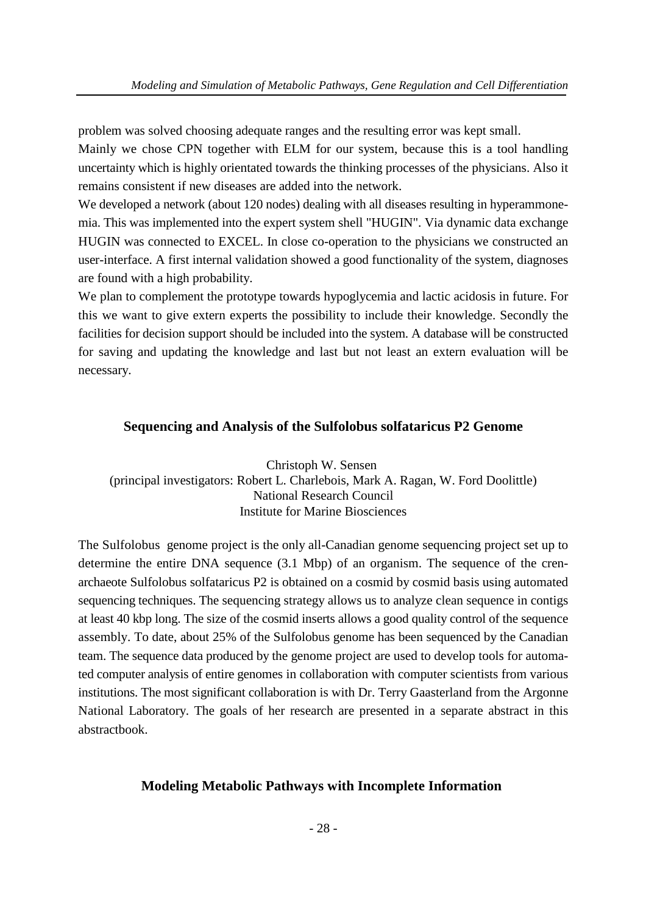problem was solved choosing adequate ranges and the resulting error was kept small.

Mainly we chose CPN together with ELM for our system, because this is a tool handling uncertainty which is highly orientated towards the thinking processes of the physicians. Also it remains consistent if new diseases are added into the network.

We developed a network (about 120 nodes) dealing with all diseases resulting in hyperammonemia. This was implemented into the expert system shell "HUGIN". Via dynamic data exchange HUGIN was connected to EXCEL. In close co-operation to the physicians we constructed an user-interface. A first internal validation showed a good functionality of the system, diagnoses are found with a high probability.

We plan to complement the prototype towards hypoglycemia and lactic acidosis in future. For this we want to give extern experts the possibility to include their knowledge. Secondly the facilities for decision support should be included into the system. A database will be constructed for saving and updating the knowledge and last but not least an extern evaluation will be necessary.

## Sequencing and Analysis of the Sulfolobus solfataricus P2 Genome

Christoph W. Sensen
(principal investigators: Robert L. Charlebois, Mark A. Ragan, W. Ford Doolittle)
National Research Council
Institute for Marine Biosciences

The Sulfolobus genome project is the only all-Canadian genome sequencing project set up to determine the entire DNA sequence (3.1 Mbp) of an organism. The sequence of the crenarchaeote Sulfolobus solfataricus P2 is obtained on a cosmid by cosmid basis using automated sequencing techniques. The sequencing strategy allows us to analyze clean sequence in contigs at least 40 kbp long. The size of the cosmid inserts allows a good quality control of the sequence assembly. To date, about 25% of the Sulfolobus genome has been sequenced by the Canadian team. The sequence data produced by the genome project are used to develop tools for automated computer analysis of entire genomes in collaboration with computer scientists from various institutions. The most significant collaboration is with Dr. Terry Gaasterland from the Argonne National Laboratory. The goals of her research are presented in a separate abstract in this abstractbook.

## Modeling Metabolic Pathways with Incomplete Information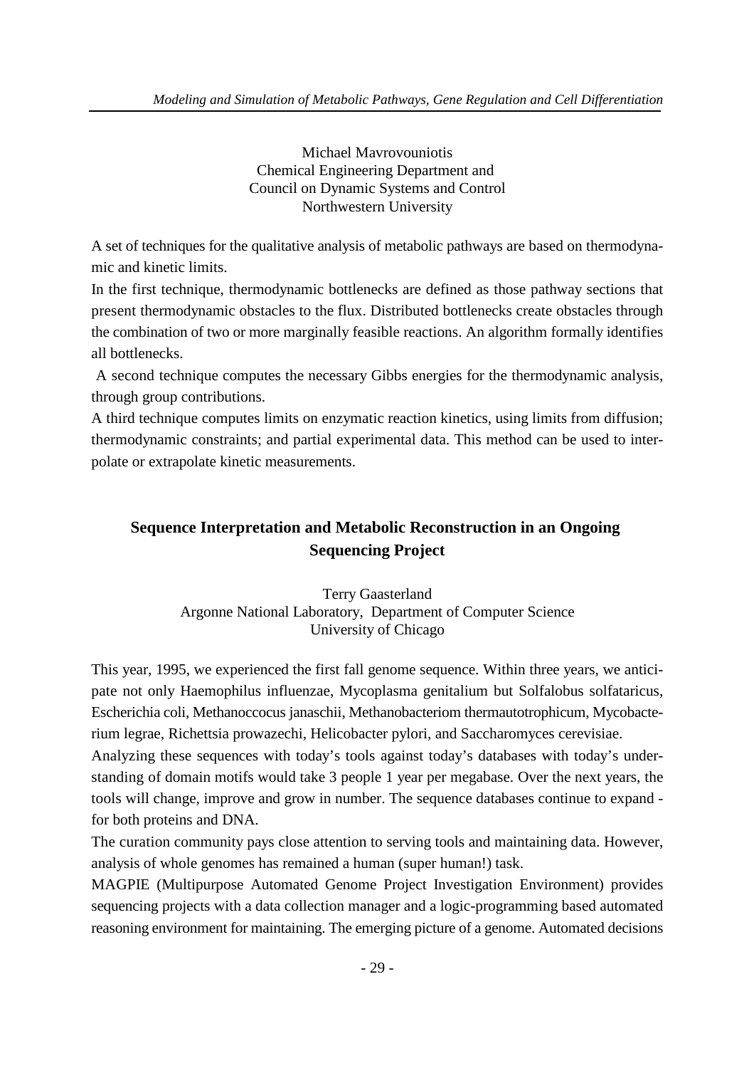Michael Mavrovouniotis
Chemical Engineering Department and
Council on Dynamic Systems and Control
Northwestern University

A set of techniques for the qualitative analysis of metabolic pathways are based on thermodynamic and kinetic limits.

In the first technique, thermodynamic bottlenecks are defined as those pathway sections that present thermodynamic obstacles to the flux. Distributed bottlenecks create obstacles through the combination of two or more marginally feasible reactions. An algorithm formally identifies all bottlenecks.

A second technique computes the necessary Gibbs energies for the thermodynamic analysis, through group contributions.

A third technique computes limits on enzymatic reaction kinetics, using limits from diffusion; thermodynamic constraints; and partial experimental data. This method can be used to interpolate or extrapolate kinetic measurements.

## Sequence Interpretation and Metabolic Reconstruction in an Ongoing Sequencing Project

Terry Gaasterland
Argonne National Laboratory, Department of Computer Science
University of Chicago

This year, 1995, we experienced the first fall genome sequence. Within three years, we anticipate not only Haemophilus influenzae, Mycoplasma genitalium but Solfalobus solfataricus, Escherichia coli, Methanoccocus janaschii, Methanobacteriom thermautotrophicum, Mycobacterium legrae, Richettsia prowazechi, Helicobacter pylori, and Saccharomyces cerevisiae.

Analyzing these sequences with today's tools against today's databases with today's understanding of domain motifs would take 3 people 1 year per megabase. Over the next years, the tools will change, improve and grow in number. The sequence databases continue to expand - for both proteins and DNA.

The curation community pays close attention to serving tools and maintaining data. However, analysis of whole genomes has remained a human (super human!) task.

MAGPIE (Multipurpose Automated Genome Project Investigation Environment) provides sequencing projects with a data collection manager and a logic-programming based automated reasoning environment for maintaining. The emerging picture of a genome. Automated decisions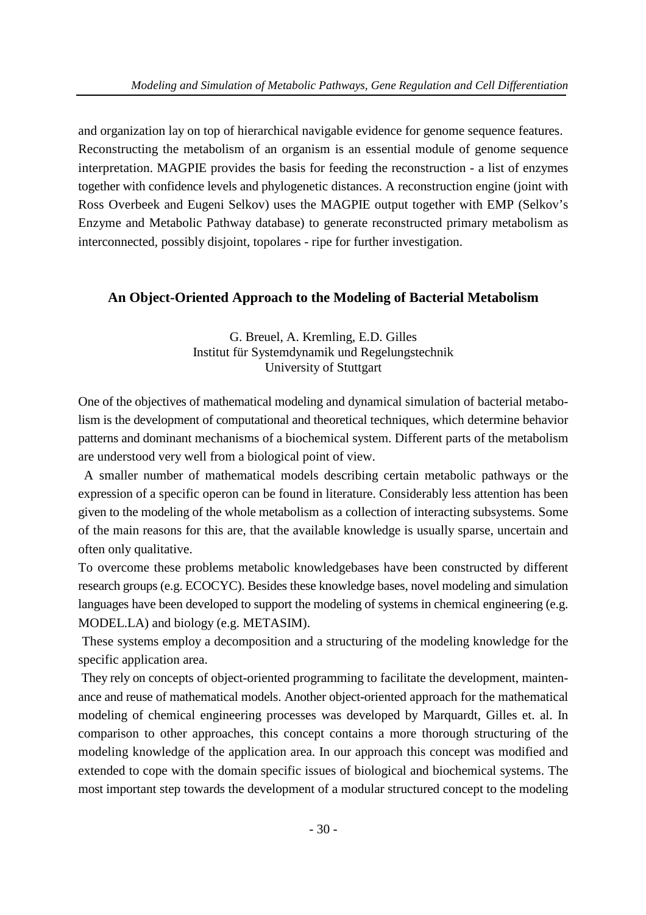and organization lay on top of hierarchical navigable evidence for genome sequence features. Reconstructing the metabolism of an organism is an essential module of genome sequence interpretation. MAGPIE provides the basis for feeding the reconstruction - a list of enzymes together with confidence levels and phylogenetic distances. A reconstruction engine (joint with Ross Overbeek and Eugeni Selkov) uses the MAGPIE output together with EMP (Selkov's Enzyme and Metabolic Pathway database) to generate reconstructed primary metabolism as interconnected, possibly disjoint, topolares - ripe for further investigation.

## An Object-Oriented Approach to the Modeling of Bacterial Metabolism

G. Breuel, A. Kremling, E.D. Gilles
Institut für Systemdynamik und Regelungstechnik
University of Stuttgart

One of the objectives of mathematical modeling and dynamical simulation of bacterial metabolism is the development of computational and theoretical techniques, which determine behavior patterns and dominant mechanisms of a biochemical system. Different parts of the metabolism are understood very well from a biological point of view.

A smaller number of mathematical models describing certain metabolic pathways or the expression of a specific operon can be found in literature. Considerably less attention has been given to the modeling of the whole metabolism as a collection of interacting subsystems. Some of the main reasons for this are, that the available knowledge is usually sparse, uncertain and often only qualitative.

To overcome these problems metabolic knowledgebases have been constructed by different research groups (e.g. ECOCYC). Besides these knowledge bases, novel modeling and simulation languages have been developed to support the modeling of systems in chemical engineering (e.g. MODEL.LA) and biology (e.g. METASIM).

These systems employ a decomposition and a structuring of the modeling knowledge for the specific application area.

They rely on concepts of object-oriented programming to facilitate the development, maintenance and reuse of mathematical models. Another object-oriented approach for the mathematical modeling of chemical engineering processes was developed by Marquardt, Gilles et. al. In comparison to other approaches, this concept contains a more thorough structuring of the modeling knowledge of the application area. In our approach this concept was modified and extended to cope with the domain specific issues of biological and biochemical systems. The most important step towards the development of a modular structured concept to the modeling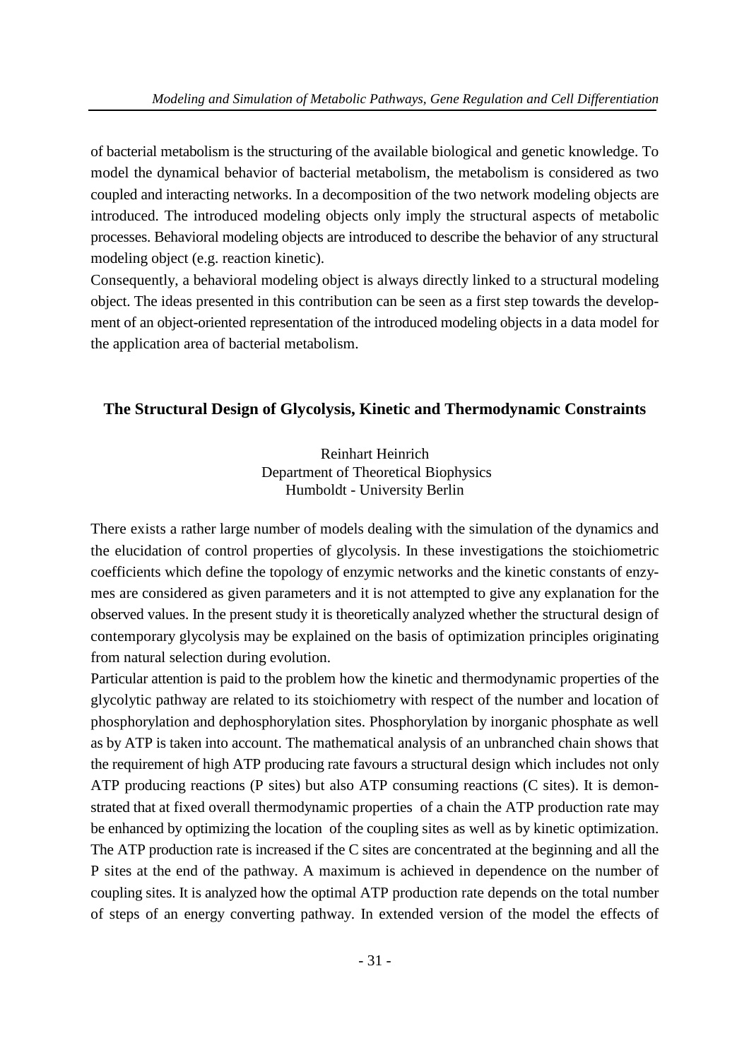of bacterial metabolism is the structuring of the available biological and genetic knowledge. To model the dynamical behavior of bacterial metabolism, the metabolism is considered as two coupled and interacting networks. In a decomposition of the two network modeling objects are introduced. The introduced modeling objects only imply the structural aspects of metabolic processes. Behavioral modeling objects are introduced to describe the behavior of any structural modeling object (e.g. reaction kinetic).

Consequently, a behavioral modeling object is always directly linked to a structural modeling object. The ideas presented in this contribution can be seen as a first step towards the development of an object-oriented representation of the introduced modeling objects in a data model for the application area of bacterial metabolism.

## The Structural Design of Glycolysis, Kinetic and Thermodynamic Constraints

Reinhart Heinrich
Department of Theoretical Biophysics
Humboldt - University Berlin

There exists a rather large number of models dealing with the simulation of the dynamics and the elucidation of control properties of glycolysis. In these investigations the stoichiometric coefficients which define the topology of enzymic networks and the kinetic constants of enzymes are considered as given parameters and it is not attempted to give any explanation for the observed values. In the present study it is theoretically analyzed whether the structural design of contemporary glycolysis may be explained on the basis of optimization principles originating from natural selection during evolution.

Particular attention is paid to the problem how the kinetic and thermodynamic properties of the glycolytic pathway are related to its stoichiometry with respect of the number and location of phosphorylation and dephosphorylation sites. Phosphorylation by inorganic phosphate as well as by ATP is taken into account. The mathematical analysis of an unbranched chain shows that the requirement of high ATP producing rate favours a structural design which includes not only ATP producing reactions (P sites) but also ATP consuming reactions (C sites). It is demonstrated that at fixed overall thermodynamic properties of a chain the ATP production rate may be enhanced by optimizing the location of the coupling sites as well as by kinetic optimization. The ATP production rate is increased if the C sites are concentrated at the beginning and all the P sites at the end of the pathway. A maximum is achieved in dependence on the number of coupling sites. It is analyzed how the optimal ATP production rate depends on the total number of steps of an energy converting pathway. In extended version of the model the effects of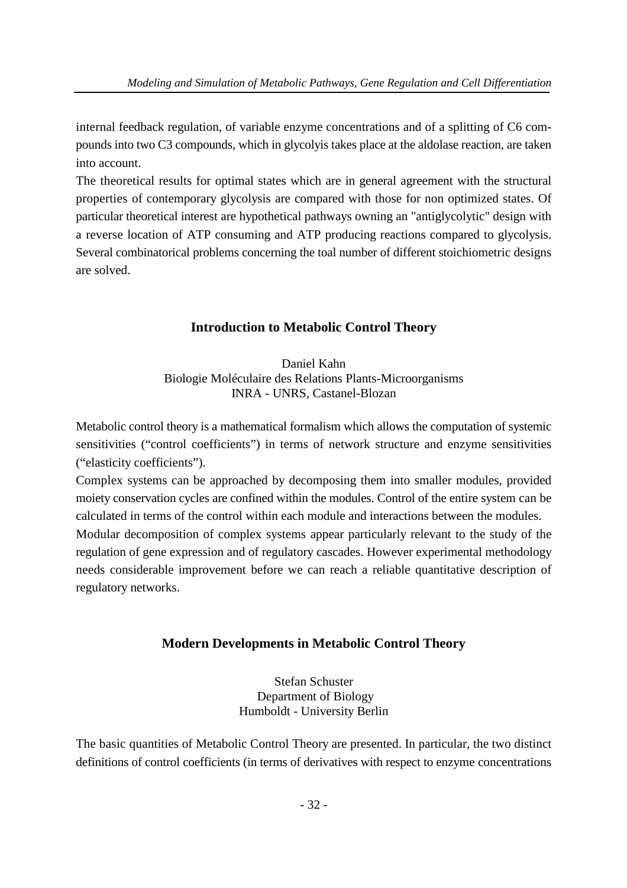internal feedback regulation, of variable enzyme concentrations and of a splitting of C6 compounds into two C3 compounds, which in glycolyis takes place at the aldolase reaction, are taken into account.

The theoretical results for optimal states which are in general agreement with the structural properties of contemporary glycolysis are compared with those for non optimized states. Of particular theoretical interest are hypothetical pathways owning an "antiglycolytic" design with a reverse location of ATP consuming and ATP producing reactions compared to glycolysis. Several combinatorical problems concerning the toal number of different stoichiometric designs are solved.

## Introduction to Metabolic Control Theory

Daniel Kahn
Biologie Moléculaire des Relations Plants-Microorganisms
INRA - UNRS, Castanel-Blozan

Metabolic control theory is a mathematical formalism which allows the computation of systemic sensitivities ("control coefficients") in terms of network structure and enzyme sensitivities ("elasticity coefficients").

Complex systems can be approached by decomposing them into smaller modules, provided moiety conservation cycles are confined within the modules. Control of the entire system can be calculated in terms of the control within each module and interactions between the modules.

Modular decomposition of complex systems appear particularly relevant to the study of the regulation of gene expression and of regulatory cascades. However experimental methodology needs considerable improvement before we can reach a reliable quantitative description of regulatory networks.

## Modern Developments in Metabolic Control Theory

Stefan Schuster
Department of Biology
Humboldt - University Berlin

The basic quantities of Metabolic Control Theory are presented. In particular, the two distinct definitions of control coefficients (in terms of derivatives with respect to enzyme concentrations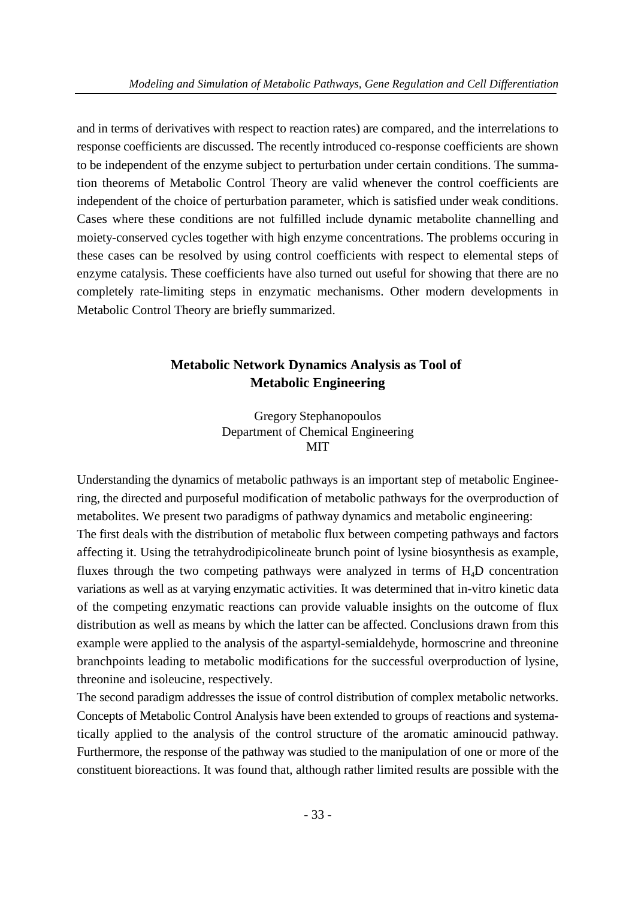and in terms of derivatives with respect to reaction rates) are compared, and the interrelations to response coefficients are discussed. The recently introduced co-response coefficients are shown to be independent of the enzyme subject to perturbation under certain conditions. The summation theorems of Metabolic Control Theory are valid whenever the control coefficients are independent of the choice of perturbation parameter, which is satisfied under weak conditions. Cases where these conditions are not fulfilled include dynamic metabolite channelling and moiety-conserved cycles together with high enzyme concentrations. The problems occuring in these cases can be resolved by using control coefficients with respect to elemental steps of enzyme catalysis. These coefficients have also turned out useful for showing that there are no completely rate-limiting steps in enzymatic mechanisms. Other modern developments in Metabolic Control Theory are briefly summarized.

## Metabolic Network Dynamics Analysis as Tool of Metabolic Engineering

Gregory Stephanopoulos
Department of Chemical Engineering
MIT

Understanding the dynamics of metabolic pathways is an important step of metabolic Engineering, the directed and purposeful modification of metabolic pathways for the overproduction of metabolites. We present two paradigms of pathway dynamics and metabolic engineering:

The first deals with the distribution of metabolic flux between competing pathways and factors affecting it. Using the tetrahydrodipicolineate brunch point of lysine biosynthesis as example, fluxes through the two competing pathways were analyzed in terms of $H_4D$ concentration variations as well as at varying enzymatic activities. It was determined that in-vitro kinetic data of the competing enzymatic reactions can provide valuable insights on the outcome of flux distribution as well as means by which the latter can be affected. Conclusions drawn from this example were applied to the analysis of the aspartyl-semialdehyde, hormoscrine and threonine branchpoints leading to metabolic modifications for the successful overproduction of lysine, threonine and isoleucine, respectively.

The second paradigm addresses the issue of control distribution of complex metabolic networks. Concepts of Metabolic Control Analysis have been extended to groups of reactions and systematically applied to the analysis of the control structure of the aromatic aminoucid pathway. Furthermore, the response of the pathway was studied to the manipulation of one or more of the constituent bioreactions. It was found that, although rather limited results are possible with the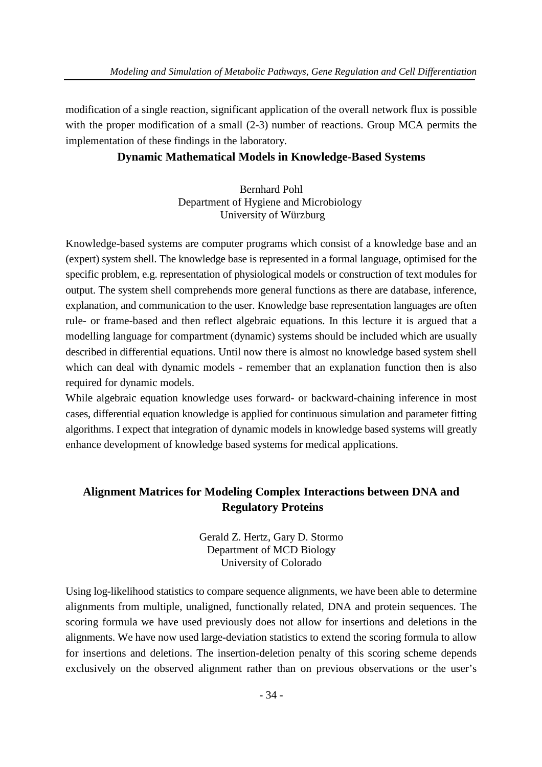modification of a single reaction, significant application of the overall network flux is possible with the proper modification of a small (2-3) number of reactions. Group MCA permits the implementation of these findings in the laboratory.

## Dynamic Mathematical Models in Knowledge-Based Systems

Bernhard Pohl
Department of Hygiene and Microbiology
University of Würzburg

Knowledge-based systems are computer programs which consist of a knowledge base and an (expert) system shell. The knowledge base is represented in a formal language, optimised for the specific problem, e.g. representation of physiological models or construction of text modules for output. The system shell comprehends more general functions as there are database, inference, explanation, and communication to the user. Knowledge base representation languages are often rule- or frame-based and then reflect algebraic equations. In this lecture it is argued that a modelling language for compartment (dynamic) systems should be included which are usually described in differential equations. Until now there is almost no knowledge based system shell which can deal with dynamic models - remember that an explanation function then is also required for dynamic models.

While algebraic equation knowledge uses forward- or backward-chaining inference in most cases, differential equation knowledge is applied for continuous simulation and parameter fitting algorithms. I expect that integration of dynamic models in knowledge based systems will greatly enhance development of knowledge based systems for medical applications.

## Alignment Matrices for Modeling Complex Interactions between DNA and Regulatory Proteins

Gerald Z. Hertz, Gary D. Stormo
Department of MCD Biology
University of Colorado

Using log-likelihood statistics to compare sequence alignments, we have been able to determine alignments from multiple, unaligned, functionally related, DNA and protein sequences. The scoring formula we have used previously does not allow for insertions and deletions in the alignments. We have now used large-deviation statistics to extend the scoring formula to allow for insertions and deletions. The insertion-deletion penalty of this scoring scheme depends exclusively on the observed alignment rather than on previous observations or the user's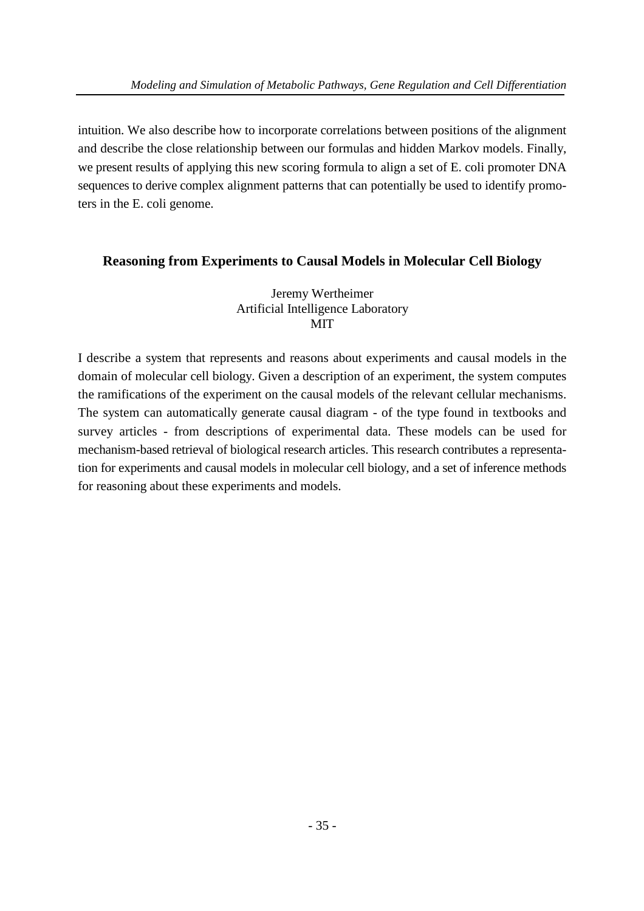intuition. We also describe how to incorporate correlations between positions of the alignment and describe the close relationship between our formulas and hidden Markov models. Finally, we present results of applying this new scoring formula to align a set of E. coli promoter DNA sequences to derive complex alignment patterns that can potentially be used to identify promoters in the E. coli genome.

## Reasoning from Experiments to Causal Models in Molecular Cell Biology

Jeremy Wertheimer
Artificial Intelligence Laboratory
MIT

I describe a system that represents and reasons about experiments and causal models in the domain of molecular cell biology. Given a description of an experiment, the system computes the ramifications of the experiment on the causal models of the relevant cellular mechanisms. The system can automatically generate causal diagram - of the type found in textbooks and survey articles - from descriptions of experimental data. These models can be used for mechanism-based retrieval of biological research articles. This research contributes a representation for experiments and causal models in molecular cell biology, and a set of inference methods for reasoning about these experiments and models.